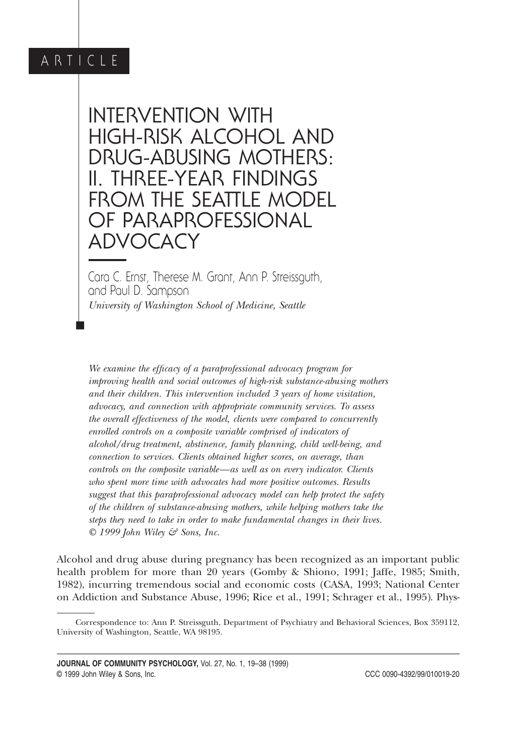ARTICLE

# INTERVENTION WITH HIGH-RISK ALCOHOL AND DRUG-ABUSING MOTHERS: II. THREE-YEAR FINDINGS FROM THE SEATTLE MODEL OF PARAPROFESSIONAL ADVOCACY

Cara C. Ernst, Therese M. Grant, Ann P. Streissguth, and Paul D. Sampson

*University of Washington School of Medicine, Seattle*

*We examine the efficacy of a paraprofessional advocacy program for improving health and social outcomes of high-risk substance-abusing mothers and their children. This intervention included 3 years of home visitation, advocacy, and connection with appropriate community services. To assess the overall effectiveness of the model, clients were compared to concurrently enrolled controls on a composite variable comprised of indicators of alcohol/drug treatment, abstinence, family planning, child well-being, and connection to services. Clients obtained higher scores, on average, than controls on the composite variable—as well as on every indicator. Clients who spent more time with advocates had more positive outcomes. Results suggest that this paraprofessional advocacy model can help protect the safety of the children of substance-abusing mothers, while helping mothers take the steps they need to take in order to make fundamental changes in their lives. © 1999 John Wiley & Sons, Inc.*

Alcohol and drug abuse during pregnancy has been recognized as an important public health problem for more than 20 years (Gomby & Shiono, 1991; Jaffe, 1985; Smith, 1982), incurring tremendous social and economic costs (CASA, 1993; National Center on Addiction and Substance Abuse, 1996; Rice et al., 1991; Schrager et al., 1995). Phys-

Correspondence to: Ann P. Streissguth, Department of Psychiatry and Behavioral Sciences, Box 359112, University of Washington, Seattle, WA 98195.

CCC 0090-4392/99/010019-20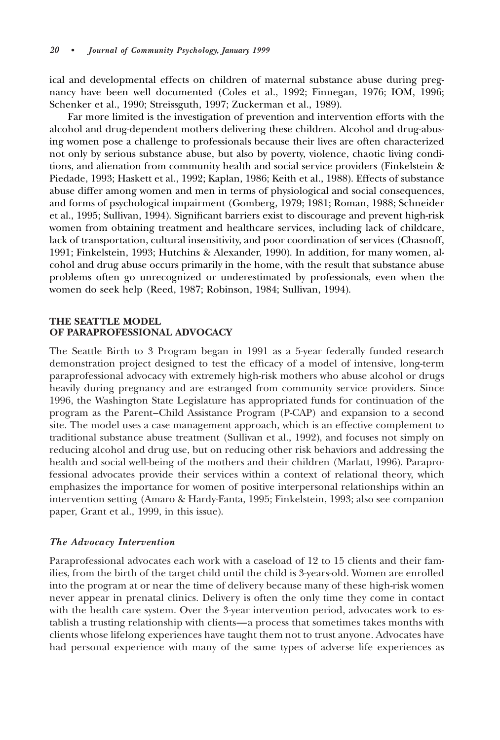ical and developmental effects on children of maternal substance abuse during pregnancy have been well documented (Coles et al., 1992; Finnegan, 1976; IOM, 1996; Schenker et al., 1990; Streissguth, 1997; Zuckerman et al., 1989).

Far more limited is the investigation of prevention and intervention efforts with the alcohol and drug-dependent mothers delivering these children. Alcohol and drug-abusing women pose a challenge to professionals because their lives are often characterized not only by serious substance abuse, but also by poverty, violence, chaotic living conditions, and alienation from community health and social service providers (Finkelstein & Piedade, 1993; Haskett et al., 1992; Kaplan, 1986; Keith et al., 1988). Effects of substance abuse differ among women and men in terms of physiological and social consequences, and forms of psychological impairment (Gomberg, 1979; 1981; Roman, 1988; Schneider et al., 1995; Sullivan, 1994). Significant barriers exist to discourage and prevent high-risk women from obtaining treatment and healthcare services, including lack of childcare, lack of transportation, cultural insensitivity, and poor coordination of services (Chasnoff, 1991; Finkelstein, 1993; Hutchins & Alexander, 1990). In addition, for many women, alcohol and drug abuse occurs primarily in the home, with the result that substance abuse problems often go unrecognized or underestimated by professionals, even when the women do seek help (Reed, 1987; Robinson, 1984; Sullivan, 1994).

## THE SEATTLE MODEL OF PARAPROFESSIONAL ADVOCACY

The Seattle Birth to 3 Program began in 1991 as a 5-year federally funded research demonstration project designed to test the efficacy of a model of intensive, long-term paraprofessional advocacy with extremely high-risk mothers who abuse alcohol or drugs heavily during pregnancy and are estranged from community service providers. Since 1996, the Washington State Legislature has appropriated funds for continuation of the program as the Parent–Child Assistance Program (P-CAP) and expansion to a second site. The model uses a case management approach, which is an effective complement to traditional substance abuse treatment (Sullivan et al., 1992), and focuses not simply on reducing alcohol and drug use, but on reducing other risk behaviors and addressing the health and social well-being of the mothers and their children (Marlatt, 1996). Paraprofessional advocates provide their services within a context of relational theory, which emphasizes the importance for women of positive interpersonal relationships within an intervention setting (Amaro & Hardy-Fanta, 1995; Finkelstein, 1993; also see companion paper, Grant et al., 1999, in this issue).

### *The Advocacy Intervention*

Paraprofessional advocates each work with a caseload of 12 to 15 clients and their families, from the birth of the target child until the child is 3-years-old. Women are enrolled into the program at or near the time of delivery because many of these high-risk women never appear in prenatal clinics. Delivery is often the only time they come in contact with the health care system. Over the 3-year intervention period, advocates work to establish a trusting relationship with clients—a process that sometimes takes months with clients whose lifelong experiences have taught them not to trust anyone. Advocates have had personal experience with many of the same types of adverse life experiences as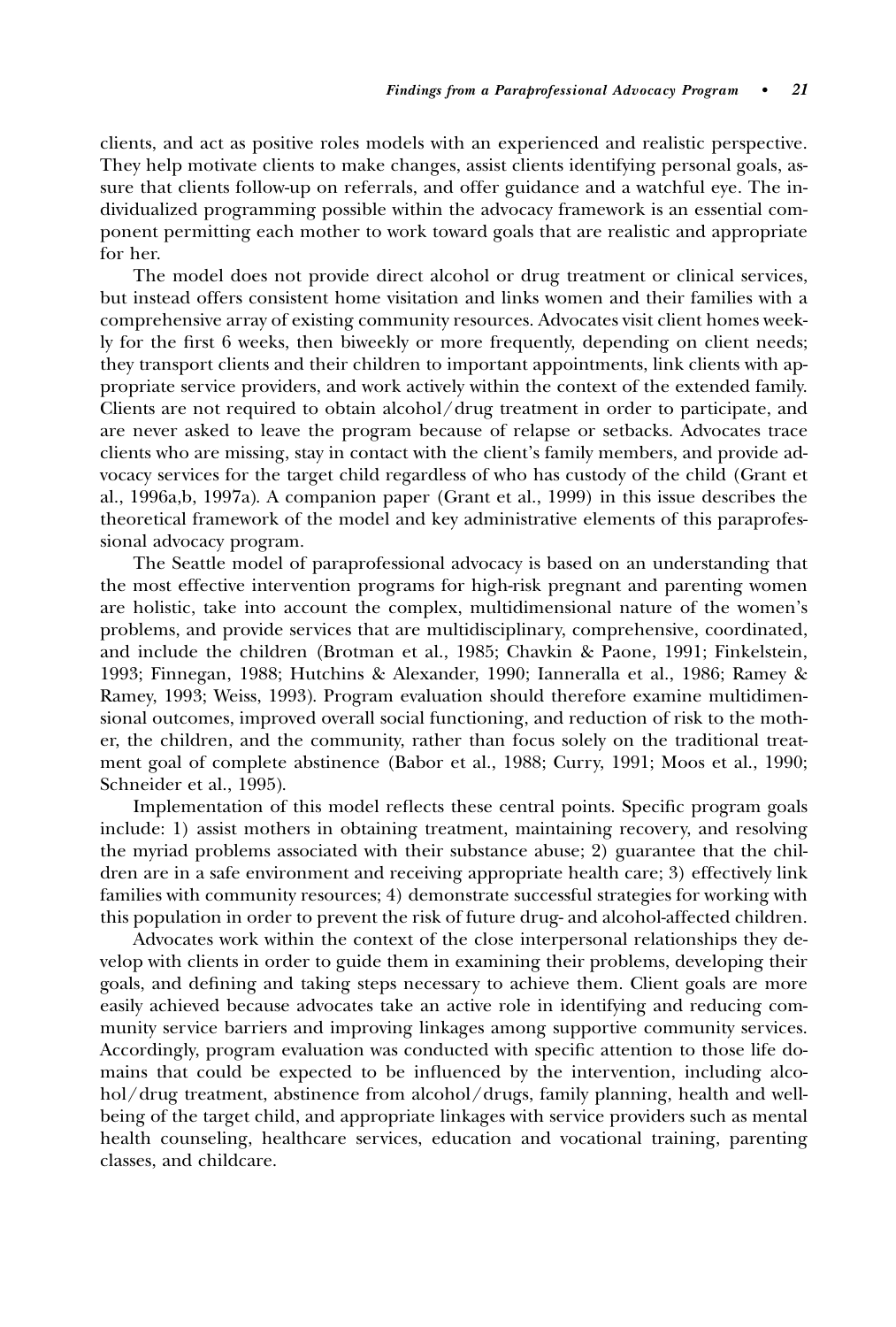clients, and act as positive roles models with an experienced and realistic perspective. They help motivate clients to make changes, assist clients identifying personal goals, assure that clients follow-up on referrals, and offer guidance and a watchful eye. The individualized programming possible within the advocacy framework is an essential component permitting each mother to work toward goals that are realistic and appropriate for her.

The model does not provide direct alcohol or drug treatment or clinical services, but instead offers consistent home visitation and links women and their families with a comprehensive array of existing community resources. Advocates visit client homes weekly for the first 6 weeks, then biweekly or more frequently, depending on client needs; they transport clients and their children to important appointments, link clients with appropriate service providers, and work actively within the context of the extended family. Clients are not required to obtain alcohol/drug treatment in order to participate, and are never asked to leave the program because of relapse or setbacks. Advocates trace clients who are missing, stay in contact with the client's family members, and provide advocacy services for the target child regardless of who has custody of the child (Grant et al., 1996a,b, 1997a). A companion paper (Grant et al., 1999) in this issue describes the theoretical framework of the model and key administrative elements of this paraprofessional advocacy program.

The Seattle model of paraprofessional advocacy is based on an understanding that the most effective intervention programs for high-risk pregnant and parenting women are holistic, take into account the complex, multidimensional nature of the women's problems, and provide services that are multidisciplinary, comprehensive, coordinated, and include the children (Brotman et al., 1985; Chavkin & Paone, 1991; Finkelstein, 1993; Finnegan, 1988; Hutchins & Alexander, 1990; Ianneralla et al., 1986; Ramey & Ramey, 1993; Weiss, 1993). Program evaluation should therefore examine multidimensional outcomes, improved overall social functioning, and reduction of risk to the mother, the children, and the community, rather than focus solely on the traditional treatment goal of complete abstinence (Babor et al., 1988; Curry, 1991; Moos et al., 1990; Schneider et al., 1995).

Implementation of this model reflects these central points. Specific program goals include: 1) assist mothers in obtaining treatment, maintaining recovery, and resolving the myriad problems associated with their substance abuse; 2) guarantee that the children are in a safe environment and receiving appropriate health care; 3) effectively link families with community resources; 4) demonstrate successful strategies for working with this population in order to prevent the risk of future drug- and alcohol-affected children.

Advocates work within the context of the close interpersonal relationships they develop with clients in order to guide them in examining their problems, developing their goals, and defining and taking steps necessary to achieve them. Client goals are more easily achieved because advocates take an active role in identifying and reducing community service barriers and improving linkages among supportive community services. Accordingly, program evaluation was conducted with specific attention to those life domains that could be expected to be influenced by the intervention, including alcohol/drug treatment, abstinence from alcohol/drugs, family planning, health and wellbeing of the target child, and appropriate linkages with service providers such as mental health counseling, healthcare services, education and vocational training, parenting classes, and childcare.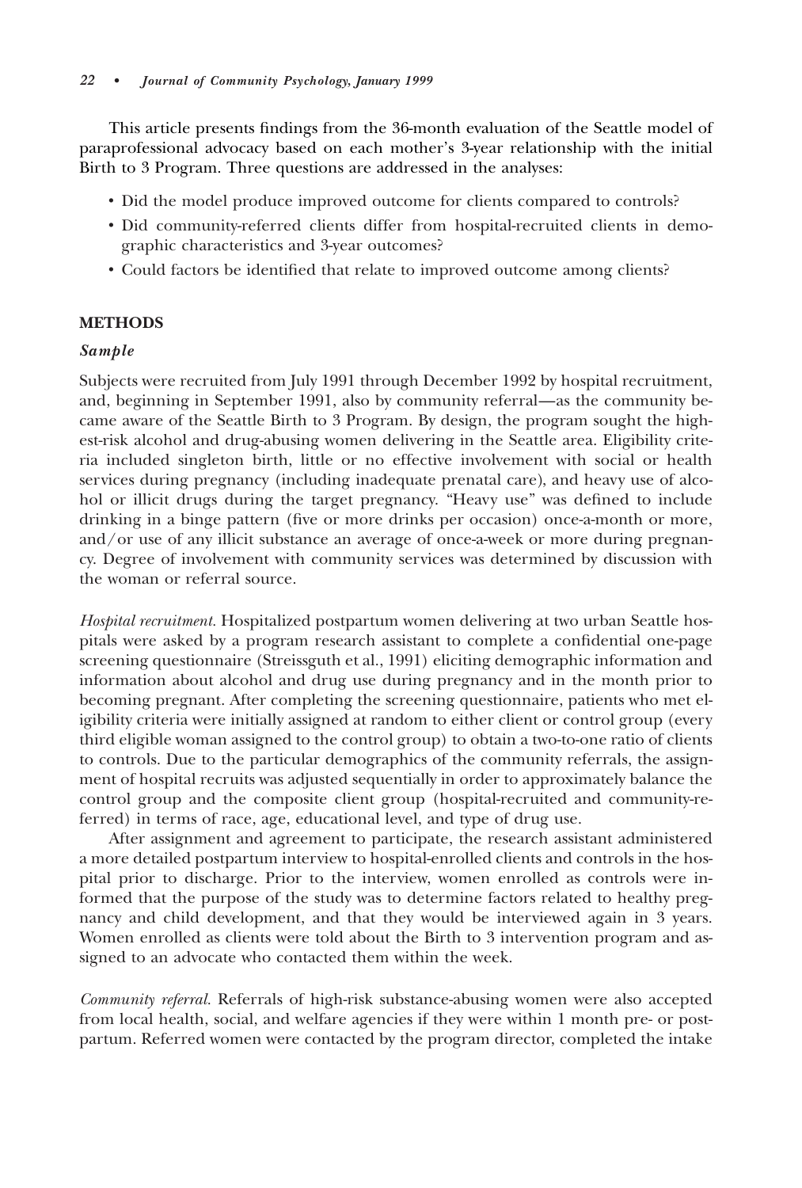This article presents findings from the 36-month evaluation of the Seattle model of paraprofessional advocacy based on each mother's 3-year relationship with the initial Birth to 3 Program. Three questions are addressed in the analyses:

- Did the model produce improved outcome for clients compared to controls?
- Did community-referred clients differ from hospital-recruited clients in demographic characteristics and 3-year outcomes?
- Could factors be identified that relate to improved outcome among clients?

## METHODS

### *Sample*

Subjects were recruited from July 1991 through December 1992 by hospital recruitment, and, beginning in September 1991, also by community referral—as the community became aware of the Seattle Birth to 3 Program. By design, the program sought the highest-risk alcohol and drug-abusing women delivering in the Seattle area. Eligibility criteria included singleton birth, little or no effective involvement with social or health services during pregnancy (including inadequate prenatal care), and heavy use of alcohol or illicit drugs during the target pregnancy. "Heavy use" was defined to include drinking in a binge pattern (five or more drinks per occasion) once-a-month or more, and/or use of any illicit substance an average of once-a-week or more during pregnancy. Degree of involvement with community services was determined by discussion with the woman or referral source.

*Hospital recruitment.* Hospitalized postpartum women delivering at two urban Seattle hospitals were asked by a program research assistant to complete a confidential one-page screening questionnaire (Streissguth et al., 1991) eliciting demographic information and information about alcohol and drug use during pregnancy and in the month prior to becoming pregnant. After completing the screening questionnaire, patients who met eligibility criteria were initially assigned at random to either client or control group (every third eligible woman assigned to the control group) to obtain a two-to-one ratio of clients to controls. Due to the particular demographics of the community referrals, the assignment of hospital recruits was adjusted sequentially in order to approximately balance the control group and the composite client group (hospital-recruited and community-referred) in terms of race, age, educational level, and type of drug use.

After assignment and agreement to participate, the research assistant administered a more detailed postpartum interview to hospital-enrolled clients and controls in the hospital prior to discharge. Prior to the interview, women enrolled as controls were informed that the purpose of the study was to determine factors related to healthy pregnancy and child development, and that they would be interviewed again in 3 years. Women enrolled as clients were told about the Birth to 3 intervention program and assigned to an advocate who contacted them within the week.

*Community referral.* Referrals of high-risk substance-abusing women were also accepted from local health, social, and welfare agencies if they were within 1 month pre- or postpartum. Referred women were contacted by the program director, completed the intake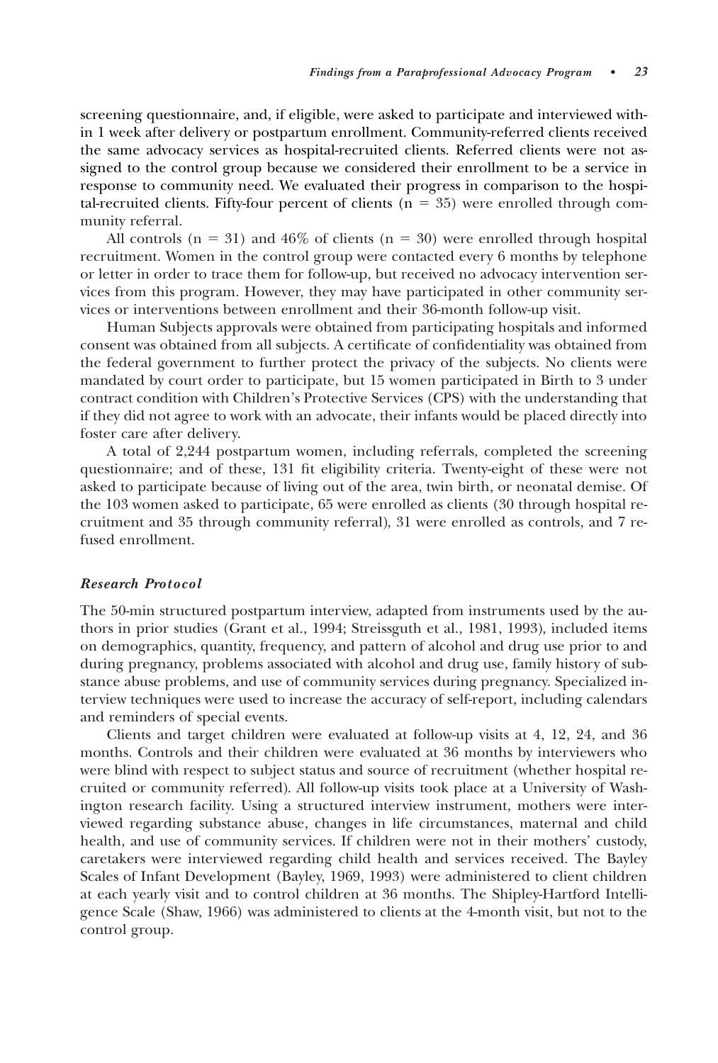screening questionnaire, and, if eligible, were asked to participate and interviewed within 1 week after delivery or postpartum enrollment. Community-referred clients received the same advocacy services as hospital-recruited clients. Referred clients were not assigned to the control group because we considered their enrollment to be a service in response to community need. We evaluated their progress in comparison to the hospital-recruited clients. Fifty-four percent of clients (n = 35) were enrolled through community referral.

All controls (n = 31) and 46% of clients (n = 30) were enrolled through hospital recruitment. Women in the control group were contacted every 6 months by telephone or letter in order to trace them for follow-up, but received no advocacy intervention services from this program. However, they may have participated in other community services or interventions between enrollment and their 36-month follow-up visit.

Human Subjects approvals were obtained from participating hospitals and informed consent was obtained from all subjects. A certificate of confidentiality was obtained from the federal government to further protect the privacy of the subjects. No clients were mandated by court order to participate, but 15 women participated in Birth to 3 under contract condition with Children's Protective Services (CPS) with the understanding that if they did not agree to work with an advocate, their infants would be placed directly into foster care after delivery.

A total of 2,244 postpartum women, including referrals, completed the screening questionnaire; and of these, 131 fit eligibility criteria. Twenty-eight of these were not asked to participate because of living out of the area, twin birth, or neonatal demise. Of the 103 women asked to participate, 65 were enrolled as clients (30 through hospital recruitment and 35 through community referral), 31 were enrolled as controls, and 7 refused enrollment.

### *Research Protocol*

The 50-min structured postpartum interview, adapted from instruments used by the authors in prior studies (Grant et al., 1994; Streissguth et al., 1981, 1993), included items on demographics, quantity, frequency, and pattern of alcohol and drug use prior to and during pregnancy, problems associated with alcohol and drug use, family history of substance abuse problems, and use of community services during pregnancy. Specialized interview techniques were used to increase the accuracy of self-report, including calendars and reminders of special events.

Clients and target children were evaluated at follow-up visits at 4, 12, 24, and 36 months. Controls and their children were evaluated at 36 months by interviewers who were blind with respect to subject status and source of recruitment (whether hospital recruited or community referred). All follow-up visits took place at a University of Washington research facility. Using a structured interview instrument, mothers were interviewed regarding substance abuse, changes in life circumstances, maternal and child health, and use of community services. If children were not in their mothers' custody, caretakers were interviewed regarding child health and services received. The Bayley Scales of Infant Development (Bayley, 1969, 1993) were administered to client children at each yearly visit and to control children at 36 months. The Shipley-Hartford Intelligence Scale (Shaw, 1966) was administered to clients at the 4-month visit, but not to the control group.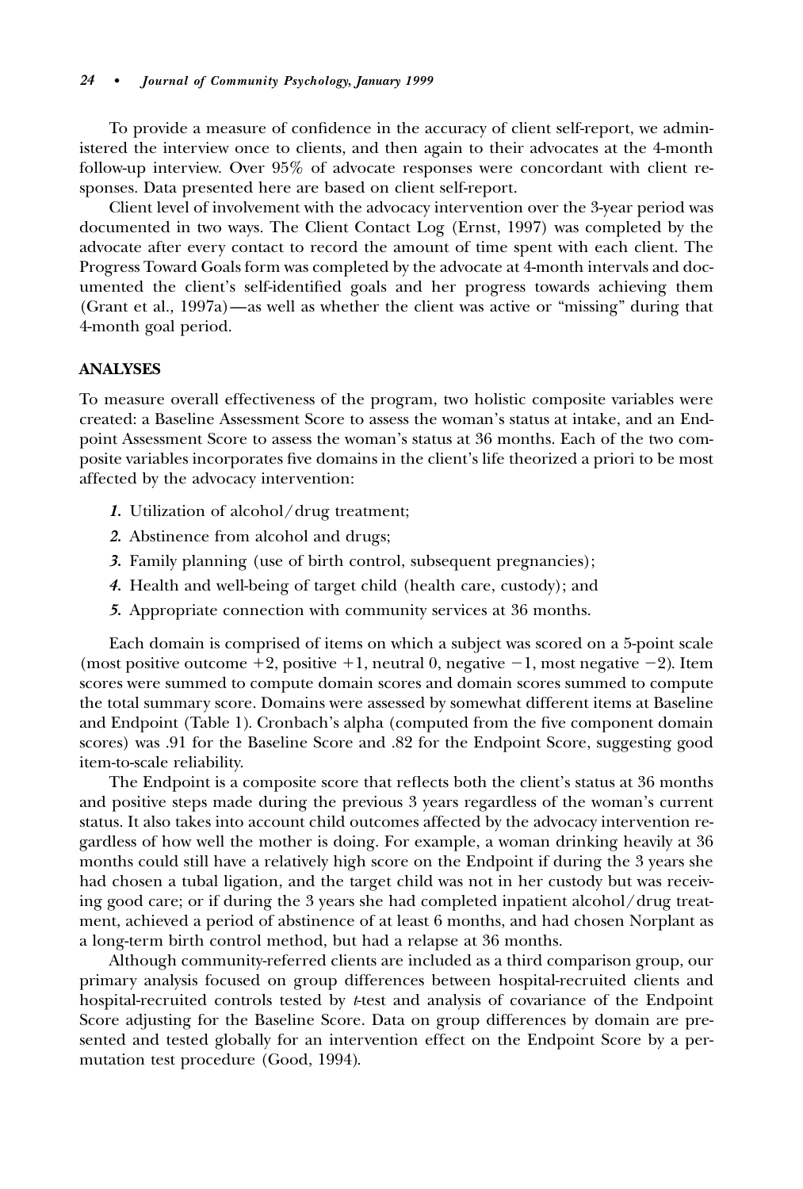To provide a measure of confidence in the accuracy of client self-report, we administered the interview once to clients, and then again to their advocates at the 4-month follow-up interview. Over 95% of advocate responses were concordant with client responses. Data presented here are based on client self-report.

Client level of involvement with the advocacy intervention over the 3-year period was documented in two ways. The Client Contact Log (Ernst, 1997) was completed by the advocate after every contact to record the amount of time spent with each client. The Progress Toward Goals form was completed by the advocate at 4-month intervals and documented the client's self-identified goals and her progress towards achieving them (Grant et al., 1997a)—as well as whether the client was active or "missing" during that 4-month goal period.

## ANALYSES

To measure overall effectiveness of the program, two holistic composite variables were created: a Baseline Assessment Score to assess the woman's status at intake, and an Endpoint Assessment Score to assess the woman's status at 36 months. Each of the two composite variables incorporates five domains in the client's life theorized a priori to be most affected by the advocacy intervention:

1. Utilization of alcohol/drug treatment;
2. Abstinence from alcohol and drugs;
3. Family planning (use of birth control, subsequent pregnancies);
4. Health and well-being of target child (health care, custody); and
5. Appropriate connection with community services at 36 months.

Each domain is comprised of items on which a subject was scored on a 5-point scale (most positive outcome $+2$, positive $+1$, neutral 0, negative $-1$, most negative $-2$). Item scores were summed to compute domain scores and domain scores summed to compute the total summary score. Domains were assessed by somewhat different items at Baseline and Endpoint (Table 1). Cronbach's alpha (computed from the five component domain scores) was .91 for the Baseline Score and .82 for the Endpoint Score, suggesting good item-to-scale reliability.

The Endpoint is a composite score that reflects both the client's status at 36 months and positive steps made during the previous 3 years regardless of the woman's current status. It also takes into account child outcomes affected by the advocacy intervention regardless of how well the mother is doing. For example, a woman drinking heavily at 36 months could still have a relatively high score on the Endpoint if during the 3 years she had chosen a tubal ligation, and the target child was not in her custody but was receiving good care; or if during the 3 years she had completed inpatient alcohol/drug treatment, achieved a period of abstinence of at least 6 months, and had chosen Norplant as a long-term birth control method, but had a relapse at 36 months.

Although community-referred clients are included as a third comparison group, our primary analysis focused on group differences between hospital-recruited clients and hospital-recruited controls tested by $t$-test and analysis of covariance of the Endpoint Score adjusting for the Baseline Score. Data on group differences by domain are presented and tested globally for an intervention effect on the Endpoint Score by a permutation test procedure (Good, 1994).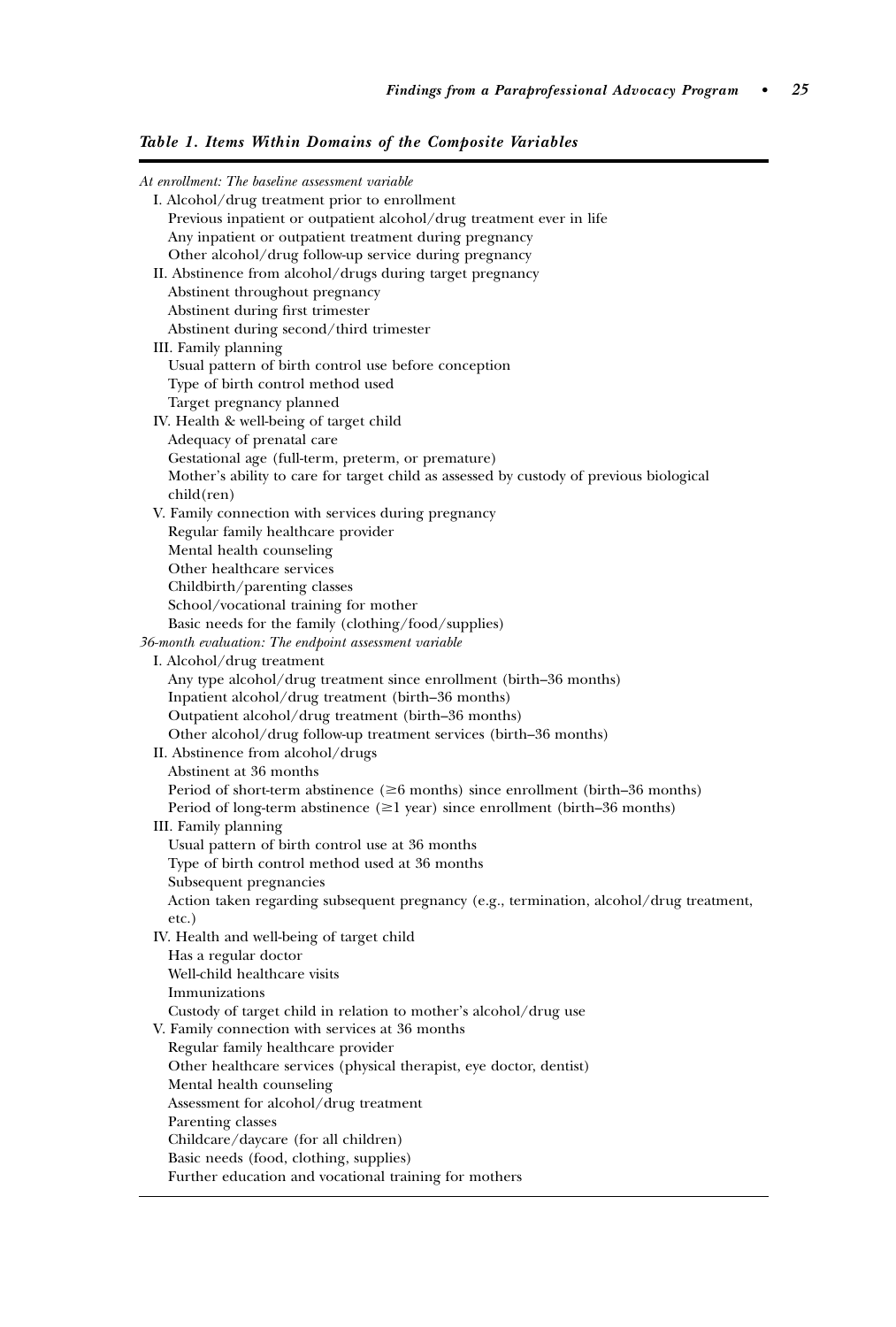***Table 1. Items Within Domains of the Composite Variables***

*At enrollment: The baseline assessment variable*

- I. Alcohol/drug treatment prior to enrollment
  - Previous inpatient or outpatient alcohol/drug treatment ever in life
  - Any inpatient or outpatient treatment during pregnancy
  - Other alcohol/drug follow-up service during pregnancy
- II. Abstinence from alcohol/drugs during target pregnancy
  - Abstinent throughout pregnancy
  - Abstinent during first trimester
  - Abstinent during second/third trimester
- III. Family planning
  - Usual pattern of birth control use before conception
  - Type of birth control method used
  - Target pregnancy planned
- IV. Health & well-being of target child
  - Adequacy of prenatal care
  - Gestational age (full-term, preterm, or premature)
  - Mother's ability to care for target child as assessed by custody of previous biological child(ren)
- V. Family connection with services during pregnancy
  - Regular family healthcare provider
  - Mental health counseling
  - Other healthcare services
  - Childbirth/parenting classes
  - School/vocational training for mother
  - Basic needs for the family (clothing/food/supplies)

*36-month evaluation: The endpoint assessment variable*

- I. Alcohol/drug treatment
  - Any type alcohol/drug treatment since enrollment (birth–36 months)
  - Inpatient alcohol/drug treatment (birth–36 months)
  - Outpatient alcohol/drug treatment (birth–36 months)
  - Other alcohol/drug follow-up treatment services (birth–36 months)
- II. Abstinence from alcohol/drugs
  - Abstinent at 36 months
  - Period of short-term abstinence ($\geq$6 months) since enrollment (birth–36 months)
  - Period of long-term abstinence ($\geq$1 year) since enrollment (birth–36 months)
- III. Family planning
  - Usual pattern of birth control use at 36 months
  - Type of birth control method used at 36 months
  - Subsequent pregnancies
  - Action taken regarding subsequent pregnancy (e.g., termination, alcohol/drug treatment, etc.)
- IV. Health and well-being of target child
  - Has a regular doctor
  - Well-child healthcare visits
  - Immunizations
  - Custody of target child in relation to mother's alcohol/drug use
- V. Family connection with services at 36 months
  - Regular family healthcare provider
  - Other healthcare services (physical therapist, eye doctor, dentist)
  - Mental health counseling
  - Assessment for alcohol/drug treatment
  - Parenting classes
  - Childcare/daycare (for all children)
  - Basic needs (food, clothing, supplies)
  - Further education and vocational training for mothers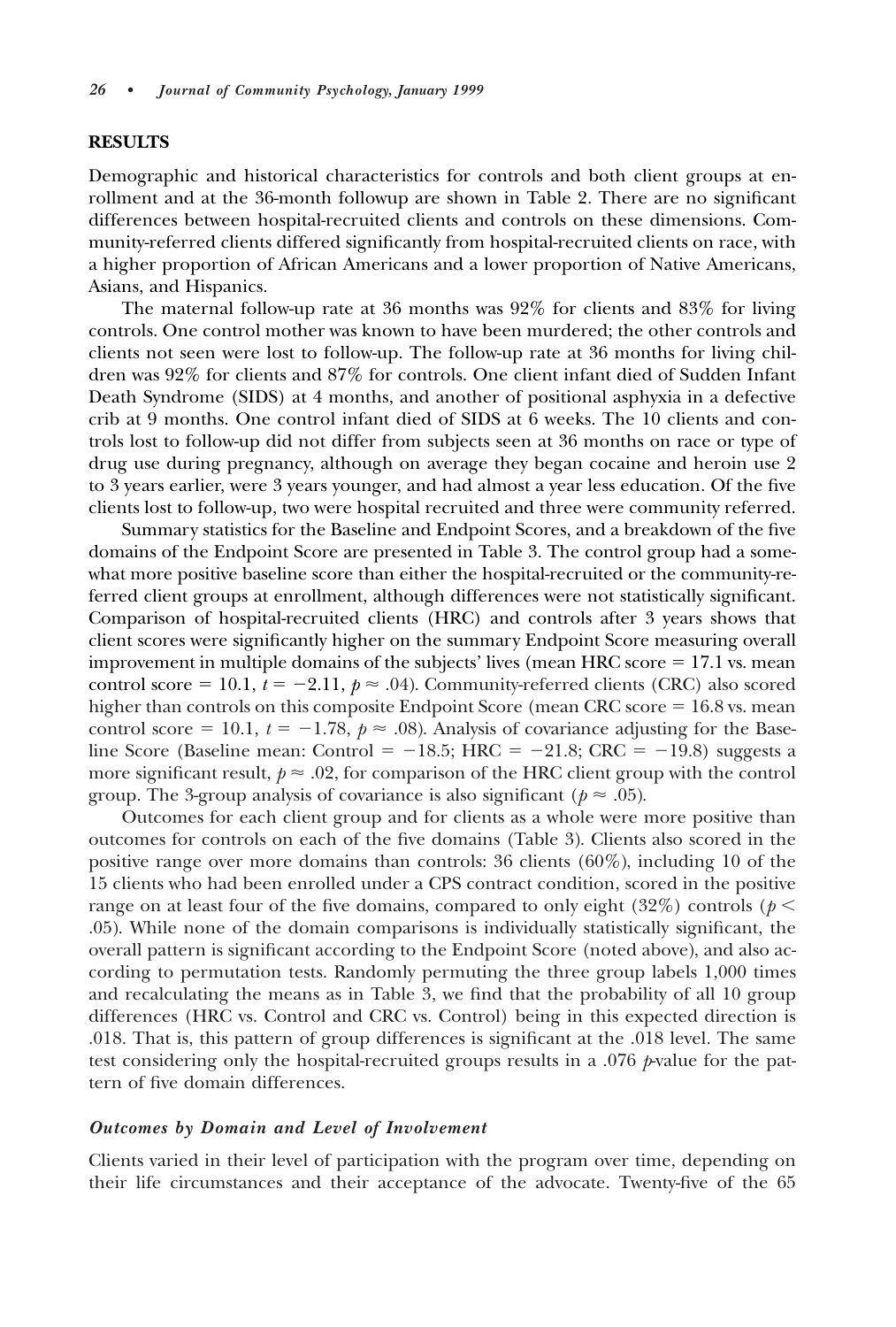## RESULTS

Demographic and historical characteristics for controls and both client groups at enrollment and at the 36-month followup are shown in Table 2. There are no significant differences between hospital-recruited clients and controls on these dimensions. Community-referred clients differed significantly from hospital-recruited clients on race, with a higher proportion of African Americans and a lower proportion of Native Americans, Asians, and Hispanics.

The maternal follow-up rate at 36 months was 92% for clients and 83% for living controls. One control mother was known to have been murdered; the other controls and clients not seen were lost to follow-up. The follow-up rate at 36 months for living children was 92% for clients and 87% for controls. One client infant died of Sudden Infant Death Syndrome (SIDS) at 4 months, and another of positional asphyxia in a defective crib at 9 months. One control infant died of SIDS at 6 weeks. The 10 clients and controls lost to follow-up did not differ from subjects seen at 36 months on race or type of drug use during pregnancy, although on average they began cocaine and heroin use 2 to 3 years earlier, were 3 years younger, and had almost a year less education. Of the five clients lost to follow-up, two were hospital recruited and three were community referred.

Summary statistics for the Baseline and Endpoint Scores, and a breakdown of the five domains of the Endpoint Score are presented in Table 3. The control group had a somewhat more positive baseline score than either the hospital-recruited or the community-referred client groups at enrollment, although differences were not statistically significant. Comparison of hospital-recruited clients (HRC) and controls after 3 years shows that client scores were significantly higher on the summary Endpoint Score measuring overall improvement in multiple domains of the subjects' lives (mean HRC score = 17.1 vs. mean control score = 10.1, $t = -2.11$, $p \approx .04$). Community-referred clients (CRC) also scored higher than controls on this composite Endpoint Score (mean CRC score = 16.8 vs. mean control score = 10.1, $t = -1.78$, $p \approx .08$). Analysis of covariance adjusting for the Baseline Score (Baseline mean: Control = −18.5; HRC = −21.8; CRC = −19.8) suggests a more significant result, $p \approx .02$, for comparison of the HRC client group with the control group. The 3-group analysis of covariance is also significant ($p \approx .05$).

Outcomes for each client group and for clients as a whole were more positive than outcomes for controls on each of the five domains (Table 3). Clients also scored in the positive range over more domains than controls: 36 clients (60%), including 10 of the 15 clients who had been enrolled under a CPS contract condition, scored in the positive range on at least four of the five domains, compared to only eight (32%) controls ($p < .05$). While none of the domain comparisons is individually statistically significant, the overall pattern is significant according to the Endpoint Score (noted above), and also according to permutation tests. Randomly permuting the three group labels 1,000 times and recalculating the means as in Table 3, we find that the probability of all 10 group differences (HRC vs. Control and CRC vs. Control) being in this expected direction is .018. That is, this pattern of group differences is significant at the .018 level. The same test considering only the hospital-recruited groups results in a .076 $p$-value for the pattern of five domain differences.

### *Outcomes by Domain and Level of Involvement*

Clients varied in their level of participation with the program over time, depending on their life circumstances and their acceptance of the advocate. Twenty-five of the 65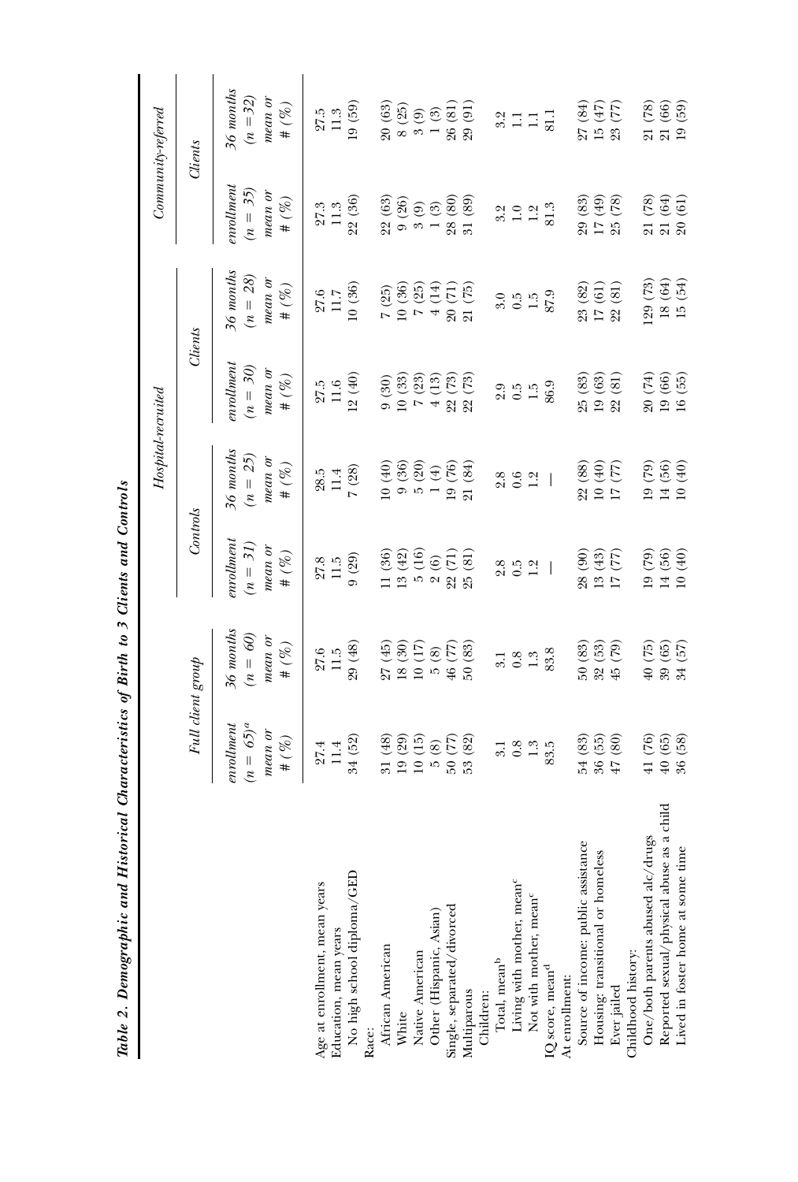*Table 2. Demographic and Historical Characteristics of Birth to 3 Clients and Controls*

| | Full client group | | Hospital-recruited | | | | Community-referred | |
|---|---|---|---|---|---|---|---|---|
| | | | Controls | | Clients | | Clients | |
| | enrollment ($n = 65$)[a] mean or # (%) | 36 months ($n = 60$) mean or # (%) | enrollment ($n = 31$) mean or # (%) | 36 months ($n = 25$) mean or # (%) | enrollment ($n = 30$) mean or # (%) | 36 months ($n = 28$) mean or # (%) | enrollment ($n = 35$) mean or # (%) | 36 months ($n = 32$) mean or # (%) |
| Age at enrollment, mean years | 27.4 | 27.6 | 27.8 | 28.5 | 27.5 | 27.6 | 27.3 | 27.5 |
| Education, mean years | 11.4 | 11.5 | 11.5 | 11.4 | 11.6 | 11.7 | 11.3 | 11.3 |
| No high school diploma/GED | 34 (52) | 29 (48) | 9 (29) | 7 (28) | 12 (40) | 10 (36) | 22 (36) | 19 (59) |
| Race: | | | | | | | | |
| African American | 31 (48) | 27 (45) | 11 (36) | 10 (40) | 9 (30) | 7 (25) | 22 (63) | 20 (63) |
| White | 19 (29) | 18 (30) | 13 (42) | 9 (36) | 10 (33) | 10 (36) | 9 (26) | 8 (25) |
| Native American | 10 (15) | 10 (17) | 5 (16) | 5 (20) | 7 (23) | 7 (25) | 3 (9) | 3 (9) |
| Other (Hispanic, Asian) | 5 (8) | 5 (8) | 2 (6) | 1 (4) | 4 (13) | 4 (14) | 1 (3) | 1 (3) |
| Single, separated/divorced | 50 (77) | 46 (77) | 22 (71) | 19 (76) | 22 (73) | 20 (71) | 28 (80) | 26 (81) |
| Multiparous | 53 (82) | 50 (83) | 25 (81) | 21 (84) | 22 (73) | 21 (75) | 31 (89) | 29 (91) |
| Children: | | | | | | | | |
| Total, mean[b] | 3.1 | 3.1 | 2.8 | 2.8 | 2.9 | 3.0 | 3.2 | 3.2 |
| Living with mother, mean[c] | 0.8 | 0.8 | 0.5 | 0.6 | 0.5 | 0.5 | 1.0 | 1.1 |
| Not with mother, mean[c] | 1.3 | 1.3 | 1.2 | 1.2 | 1.5 | 1.5 | 1.2 | 1.1 |
| IQ score, mean[d] | 83.5 | 83.8 | — | — | 86.9 | 87.9 | 81.3 | 81.1 |
| At enrollment: | | | | | | | | |
| Source of income: public assistance | 54 (83) | 50 (83) | 28 (90) | 22 (88) | 25 (83) | 23 (82) | 29 (83) | 27 (84) |
| Housing: transitional or homeless | 36 (55) | 32 (53) | 13 (43) | 10 (40) | 19 (63) | 17 (61) | 17 (49) | 15 (47) |
| Ever jailed | 47 (80) | 45 (79) | 17 (77) | 17 (77) | 22 (81) | 22 (81) | 25 (78) | 23 (77) |
| Childhood history: | | | | | | | | |
| One/both parents abused alc/drugs | 41 (76) | 40 (75) | 19 (79) | 19 (79) | 20 (74) | 129 (73) | 21 (78) | 21 (78) |
| Reported sexual/physical abuse as a child | 40 (65) | 39 (65) | 14 (56) | 14 (56) | 19 (66) | 18 (64) | 21 (64) | 21 (66) |
| Lived in foster home at some time | 36 (58) | 34 (57) | 10 (40) | 10 (40) | 16 (55) | 15 (54) | 20 (61) | 19 (59) |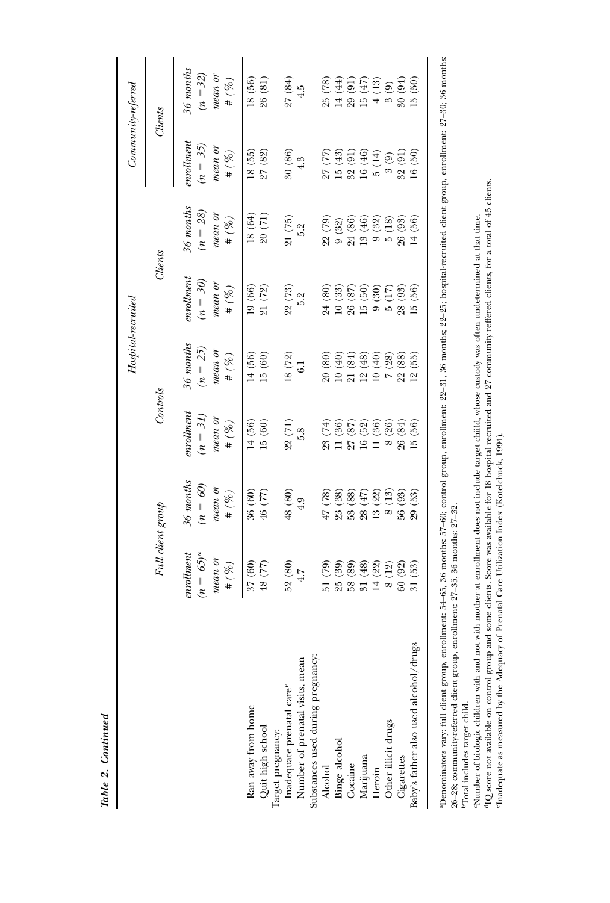**Table 2. Continued**

| | Full client group | | Hospital-recruited | | | | Community-referred | |
|---|---|---|---|---|---|---|---|---|
| | | | Controls | | Clients | | Clients | |
| | enrollment ($n = 65$)[a] mean or # (%) | 36 months ($n = 60$) mean or # (%) | enrollment ($n = 31$) mean or # (%) | 36 months ($n = 25$) mean or # (%) | enrollment ($n = 30$) mean or # (%) | 36 months ($n = 28$) mean or # (%) | enrollment ($n = 35$) mean or # (%) | 36 months ($n = 32$) mean or # (%) |
| Ran away from home | 37 (60) | 36 (60) | 14 (56) | 14 (56) | 19 (66) | 18 (64) | 18 (55) | 18 (56) |
| Quit high school | 48 (77) | 46 (77) | 15 (60) | 15 (60) | 21 (72) | 20 (71) | 27 (82) | 26 (81) |
| Target pregnancy: | | | | | | | | |
| Inadequate prenatal care[e] | 52 (80) | 48 (80) | 22 (71) | 18 (72) | 22 (73) | 21 (75) | 30 (86) | 27 (84) |
| Number of prenatal visits, mean | 4.7 | 4.9 | 5.8 | 6.1 | 5.2 | 5.2 | 4.3 | 4.5 |
| Substances used during pregnancy: | | | | | | | | |
| Alcohol | 51 (79) | 47 (78) | 23 (74) | 20 (80) | 24 (80) | 22 (79) | 27 (77) | 25 (78) |
| Binge alcohol | 25 (39) | 23 (38) | 11 (36) | 10 (40) | 10 (33) | 9 (32) | 15 (43) | 14 (44) |
| Cocaine | 58 (89) | 53 (88) | 27 (87) | 21 (84) | 26 (87) | 24 (86) | 32 (91) | 29 (91) |
| Marijuana | 31 (48) | 28 (47) | 16 (52) | 12 (48) | 15 (50) | 13 (46) | 16 (46) | 15 (47) |
| Heroin | 14 (22) | 13 (22) | 11 (36) | 10 (40) | 9 (30) | 9 (32) | 5 (14) | 4 (13) |
| Other illicit drugs | 8 (12) | 8 (13) | 8 (26) | 7 (28) | 5 (17) | 5 (18) | 3 (9) | 3 (9) |
| Cigarettes | 60 (92) | 56 (93) | 26 (84) | 22 (88) | 28 (93) | 26 (93) | 32 (91) | 30 (94) |
| Baby's father also used alcohol/drugs | 31 (53) | 29 (53) | 15 (56) | 12 (55) | 15 (56) | 14 (56) | 16 (50) | 15 (50) |

[a]Denominators vary: full client group, enrollment: 54–65, 36 months: 57–60; control group, enrollment: 22–31, 36 months; 22–25; hospital-recruited client group, enrollment: 27–30; 36 months: 26–28; community-referred client group, enrollment: 27–35, 36 months: 27–32.
[b]Total includes target child.
[c]Number of biologic children with and not with mother at enrollment does not include target child, whose custody was often undetermined at that time.
[d]IQ score not available on control group and some clients. Score was available for 18 hospital recruited and 27 community reffered clients, for a total of 45 clients.
[e]Inadequate as measured by the Adequacy of Prenatal Care Utilization Index (Kotelchuck, 1994).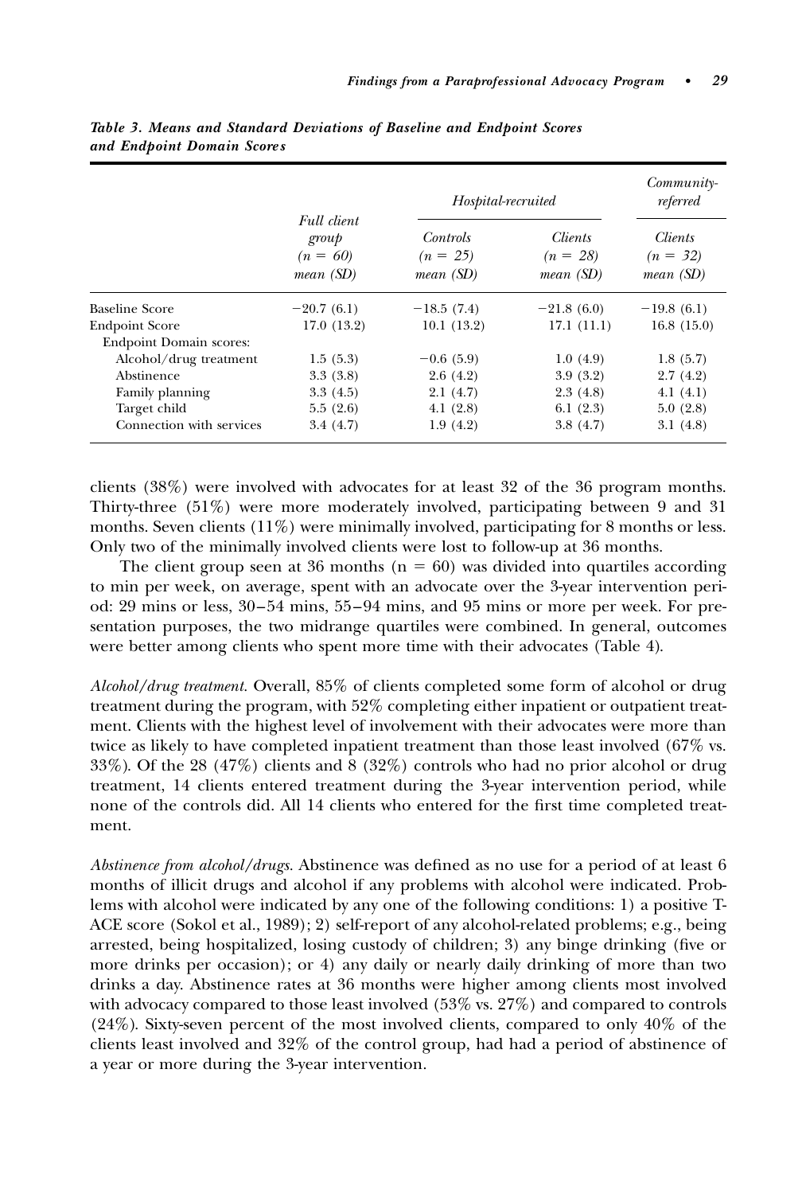*Table 3. Means and Standard Deviations of Baseline and Endpoint Scores and Endpoint Domain Scores*

| | Full client group (n = 60) mean (SD) | Hospital-recruited | | Community-referred |
|---|---|---|---|---|
| | | Controls (n = 25) mean (SD) | Clients (n = 28) mean (SD) | Clients (n = 32) mean (SD) |
| Baseline Score | −20.7 (6.1) | −18.5 (7.4) | −21.8 (6.0) | −19.8 (6.1) |
| Endpoint Score | 17.0 (13.2) | 10.1 (13.2) | 17.1 (11.1) | 16.8 (15.0) |
| Endpoint Domain scores: | | | | |
| Alcohol/drug treatment | 1.5 (5.3) | −0.6 (5.9) | 1.0 (4.9) | 1.8 (5.7) |
| Abstinence | 3.3 (3.8) | 2.6 (4.2) | 3.9 (3.2) | 2.7 (4.2) |
| Family planning | 3.3 (4.5) | 2.1 (4.7) | 2.3 (4.8) | 4.1 (4.1) |
| Target child | 5.5 (2.6) | 4.1 (2.8) | 6.1 (2.3) | 5.0 (2.8) |
| Connection with services | 3.4 (4.7) | 1.9 (4.2) | 3.8 (4.7) | 3.1 (4.8) |

clients (38%) were involved with advocates for at least 32 of the 36 program months. Thirty-three (51%) were more moderately involved, participating between 9 and 31 months. Seven clients (11%) were minimally involved, participating for 8 months or less. Only two of the minimally involved clients were lost to follow-up at 36 months.

The client group seen at 36 months (n = 60) was divided into quartiles according to min per week, on average, spent with an advocate over the 3-year intervention period: 29 mins or less, 30–54 mins, 55–94 mins, and 95 mins or more per week. For presentation purposes, the two midrange quartiles were combined. In general, outcomes were better among clients who spent more time with their advocates (Table 4).

*Alcohol/drug treatment.* Overall, 85% of clients completed some form of alcohol or drug treatment during the program, with 52% completing either inpatient or outpatient treatment. Clients with the highest level of involvement with their advocates were more than twice as likely to have completed inpatient treatment than those least involved (67% vs. 33%). Of the 28 (47%) clients and 8 (32%) controls who had no prior alcohol or drug treatment, 14 clients entered treatment during the 3-year intervention period, while none of the controls did. All 14 clients who entered for the first time completed treatment.

*Abstinence from alcohol/drugs.* Abstinence was defined as no use for a period of at least 6 months of illicit drugs and alcohol if any problems with alcohol were indicated. Problems with alcohol were indicated by any one of the following conditions: 1) a positive T-ACE score (Sokol et al., 1989); 2) self-report of any alcohol-related problems; e.g., being arrested, being hospitalized, losing custody of children; 3) any binge drinking (five or more drinks per occasion); or 4) any daily or nearly daily drinking of more than two drinks a day. Abstinence rates at 36 months were higher among clients most involved with advocacy compared to those least involved (53% vs. 27%) and compared to controls (24%). Sixty-seven percent of the most involved clients, compared to only 40% of the clients least involved and 32% of the control group, had had a period of abstinence of a year or more during the 3-year intervention.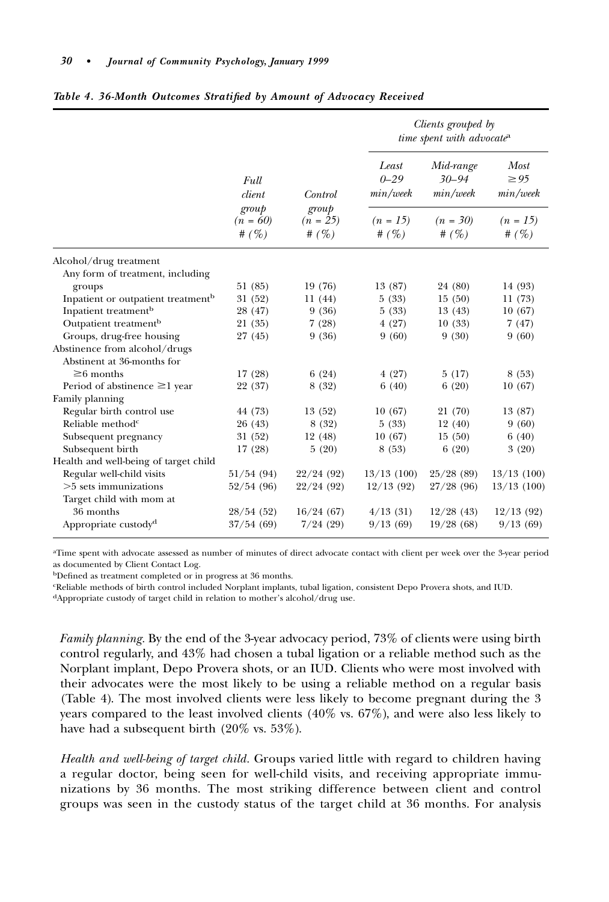*Table 4. 36-Month Outcomes Stratified by Amount of Advocacy Received*

| | Full client group (n = 60) # (%) | Control group (n = 25) # (%) | Clients grouped by time spent with advocate[a] Least 0–29 min/week (n = 15) # (%) | Mid-range 30–94 min/week (n = 30) # (%) | Most ≥ 95 min/week (n = 15) # (%) |
|---|---|---|---|---|---|
| Alcohol/drug treatment | | | | | |
| Any form of treatment, including groups | 51 (85) | 19 (76) | 13 (87) | 24 (80) | 14 (93) |
| Inpatient or outpatient treatment[b] | 31 (52) | 11 (44) | 5 (33) | 15 (50) | 11 (73) |
| Inpatient treatment[b] | 28 (47) | 9 (36) | 5 (33) | 13 (43) | 10 (67) |
| Outpatient treatment[b] | 21 (35) | 7 (28) | 4 (27) | 10 (33) | 7 (47) |
| Groups, drug-free housing | 27 (45) | 9 (36) | 9 (60) | 9 (30) | 9 (60) |
| Abstinence from alcohol/drugs | | | | | |
| Abstinent at 36-months for ≥6 months | 17 (28) | 6 (24) | 4 (27) | 5 (17) | 8 (53) |
| Period of abstinence ≥1 year | 22 (37) | 8 (32) | 6 (40) | 6 (20) | 10 (67) |
| Family planning | | | | | |
| Regular birth control use | 44 (73) | 13 (52) | 10 (67) | 21 (70) | 13 (87) |
| Reliable method[c] | 26 (43) | 8 (32) | 5 (33) | 12 (40) | 9 (60) |
| Subsequent pregnancy | 31 (52) | 12 (48) | 10 (67) | 15 (50) | 6 (40) |
| Subsequent birth | 17 (28) | 5 (20) | 8 (53) | 6 (20) | 3 (20) |
| Health and well-being of target child | | | | | |
| Regular well-child visits | 51/54 (94) | 22/24 (92) | 13/13 (100) | 25/28 (89) | 13/13 (100) |
| >5 sets immunizations | 52/54 (96) | 22/24 (92) | 12/13 (92) | 27/28 (96) | 13/13 (100) |
| Target child with mom at 36 months | 28/54 (52) | 16/24 (67) | 4/13 (31) | 12/28 (43) | 12/13 (92) |
| Appropriate custody[d] | 37/54 (69) | 7/24 (29) | 9/13 (69) | 19/28 (68) | 9/13 (69) |

[a]Time spent with advocate assessed as number of minutes of direct advocate contact with client per week over the 3-year period as documented by Client Contact Log.
[b]Defined as treatment completed or in progress at 36 months.
[c]Reliable methods of birth control included Norplant implants, tubal ligation, consistent Depo Provera shots, and IUD.
[d]Appropriate custody of target child in relation to mother's alcohol/drug use.

*Family planning.* By the end of the 3-year advocacy period, 73% of clients were using birth control regularly, and 43% had chosen a tubal ligation or a reliable method such as the Norplant implant, Depo Provera shots, or an IUD. Clients who were most involved with their advocates were the most likely to be using a reliable method on a regular basis (Table 4). The most involved clients were less likely to become pregnant during the 3 years compared to the least involved clients (40% vs. 67%), and were also less likely to have had a subsequent birth (20% vs. 53%).

*Health and well-being of target child.* Groups varied little with regard to children having a regular doctor, being seen for well-child visits, and receiving appropriate immunizations by 36 months. The most striking difference between client and control groups was seen in the custody status of the target child at 36 months. For analysis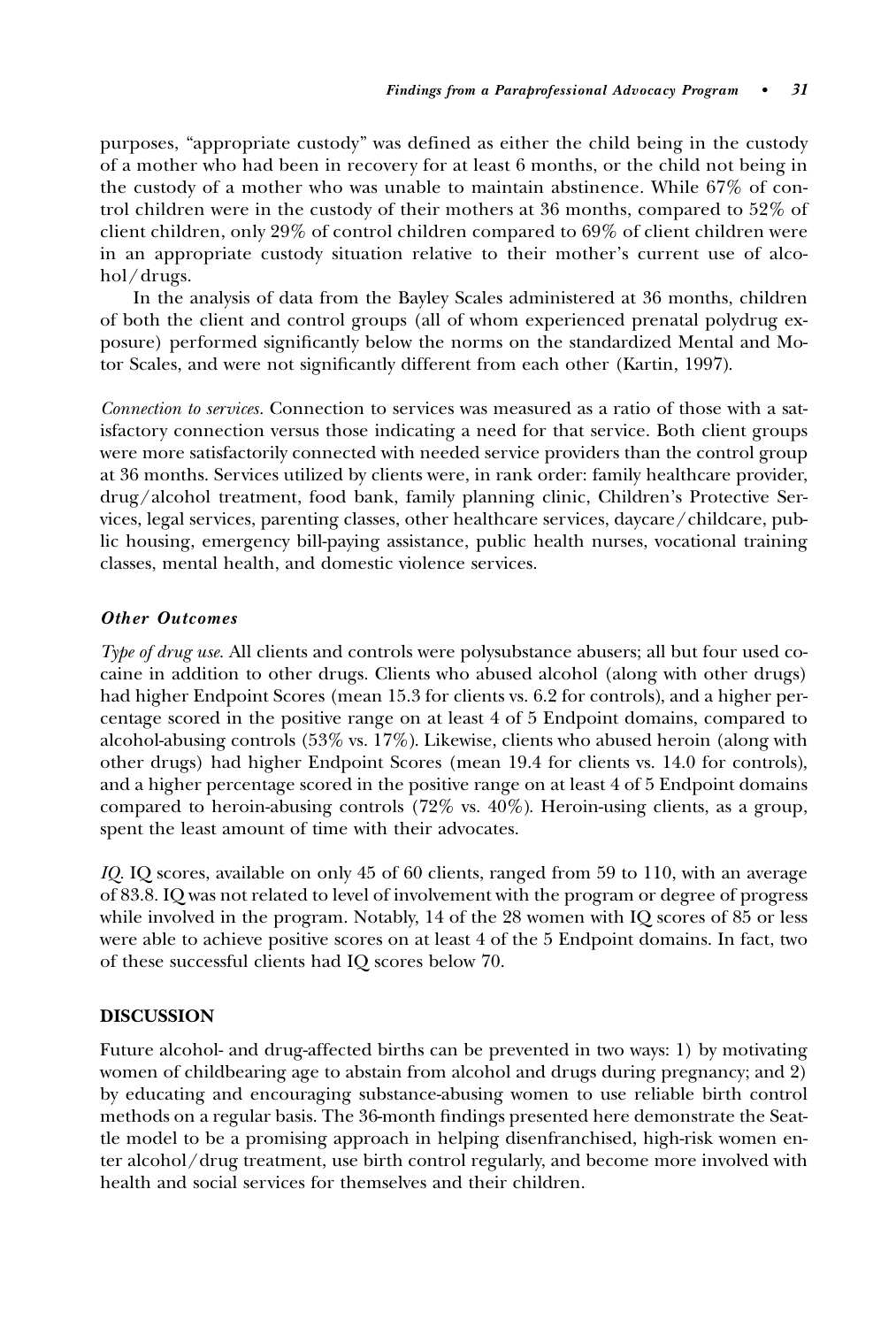purposes, "appropriate custody" was defined as either the child being in the custody of a mother who had been in recovery for at least 6 months, or the child not being in the custody of a mother who was unable to maintain abstinence. While 67% of control children were in the custody of their mothers at 36 months, compared to 52% of client children, only 29% of control children compared to 69% of client children were in an appropriate custody situation relative to their mother's current use of alcohol/drugs.

In the analysis of data from the Bayley Scales administered at 36 months, children of both the client and control groups (all of whom experienced prenatal polydrug exposure) performed significantly below the norms on the standardized Mental and Motor Scales, and were not significantly different from each other (Kartin, 1997).

*Connection to services.* Connection to services was measured as a ratio of those with a satisfactory connection versus those indicating a need for that service. Both client groups were more satisfactorily connected with needed service providers than the control group at 36 months. Services utilized by clients were, in rank order: family healthcare provider, drug/alcohol treatment, food bank, family planning clinic, Children's Protective Services, legal services, parenting classes, other healthcare services, daycare/childcare, public housing, emergency bill-paying assistance, public health nurses, vocational training classes, mental health, and domestic violence services.

### *Other Outcomes*

*Type of drug use.* All clients and controls were polysubstance abusers; all but four used cocaine in addition to other drugs. Clients who abused alcohol (along with other drugs) had higher Endpoint Scores (mean 15.3 for clients vs. 6.2 for controls), and a higher percentage scored in the positive range on at least 4 of 5 Endpoint domains, compared to alcohol-abusing controls (53% vs. 17%). Likewise, clients who abused heroin (along with other drugs) had higher Endpoint Scores (mean 19.4 for clients vs. 14.0 for controls), and a higher percentage scored in the positive range on at least 4 of 5 Endpoint domains compared to heroin-abusing controls (72% vs. 40%). Heroin-using clients, as a group, spent the least amount of time with their advocates.

*IQ.* IQ scores, available on only 45 of 60 clients, ranged from 59 to 110, with an average of 83.8. IQ was not related to level of involvement with the program or degree of progress while involved in the program. Notably, 14 of the 28 women with IQ scores of 85 or less were able to achieve positive scores on at least 4 of the 5 Endpoint domains. In fact, two of these successful clients had IQ scores below 70.

## DISCUSSION

Future alcohol- and drug-affected births can be prevented in two ways: 1) by motivating women of childbearing age to abstain from alcohol and drugs during pregnancy; and 2) by educating and encouraging substance-abusing women to use reliable birth control methods on a regular basis. The 36-month findings presented here demonstrate the Seattle model to be a promising approach in helping disenfranchised, high-risk women enter alcohol/drug treatment, use birth control regularly, and become more involved with health and social services for themselves and their children.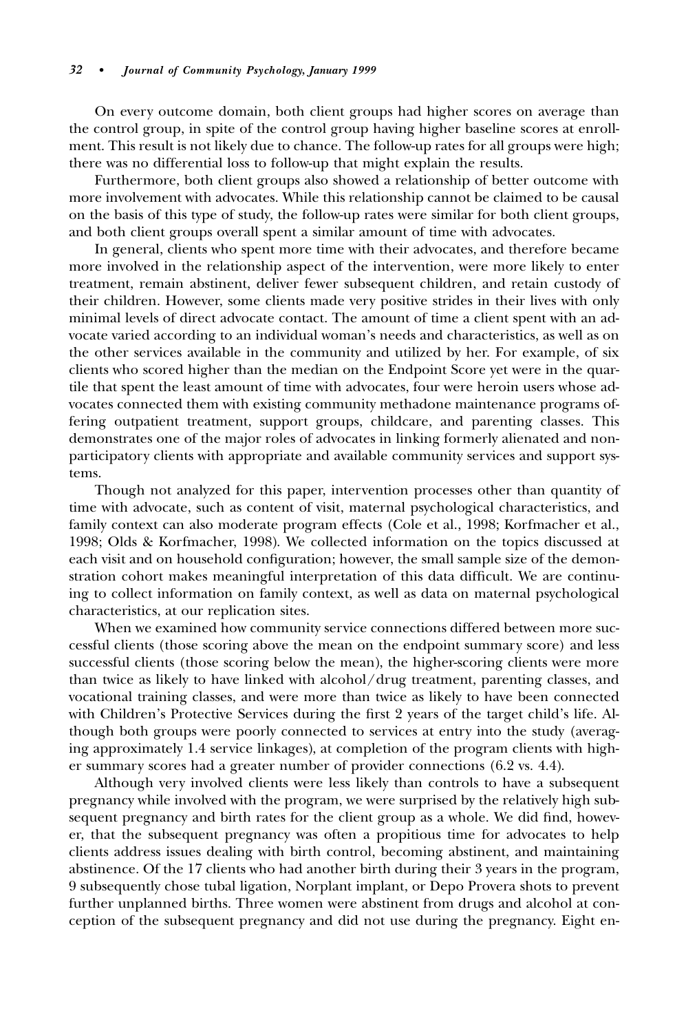On every outcome domain, both client groups had higher scores on average than the control group, in spite of the control group having higher baseline scores at enrollment. This result is not likely due to chance. The follow-up rates for all groups were high; there was no differential loss to follow-up that might explain the results.

Furthermore, both client groups also showed a relationship of better outcome with more involvement with advocates. While this relationship cannot be claimed to be causal on the basis of this type of study, the follow-up rates were similar for both client groups, and both client groups overall spent a similar amount of time with advocates.

In general, clients who spent more time with their advocates, and therefore became more involved in the relationship aspect of the intervention, were more likely to enter treatment, remain abstinent, deliver fewer subsequent children, and retain custody of their children. However, some clients made very positive strides in their lives with only minimal levels of direct advocate contact. The amount of time a client spent with an advocate varied according to an individual woman's needs and characteristics, as well as on the other services available in the community and utilized by her. For example, of six clients who scored higher than the median on the Endpoint Score yet were in the quartile that spent the least amount of time with advocates, four were heroin users whose advocates connected them with existing community methadone maintenance programs offering outpatient treatment, support groups, childcare, and parenting classes. This demonstrates one of the major roles of advocates in linking formerly alienated and nonparticipatory clients with appropriate and available community services and support systems.

Though not analyzed for this paper, intervention processes other than quantity of time with advocate, such as content of visit, maternal psychological characteristics, and family context can also moderate program effects (Cole et al., 1998; Korfmacher et al., 1998; Olds & Korfmacher, 1998). We collected information on the topics discussed at each visit and on household configuration; however, the small sample size of the demonstration cohort makes meaningful interpretation of this data difficult. We are continuing to collect information on family context, as well as data on maternal psychological characteristics, at our replication sites.

When we examined how community service connections differed between more successful clients (those scoring above the mean on the endpoint summary score) and less successful clients (those scoring below the mean), the higher-scoring clients were more than twice as likely to have linked with alcohol/drug treatment, parenting classes, and vocational training classes, and were more than twice as likely to have been connected with Children's Protective Services during the first 2 years of the target child's life. Although both groups were poorly connected to services at entry into the study (averaging approximately 1.4 service linkages), at completion of the program clients with higher summary scores had a greater number of provider connections (6.2 vs. 4.4).

Although very involved clients were less likely than controls to have a subsequent pregnancy while involved with the program, we were surprised by the relatively high subsequent pregnancy and birth rates for the client group as a whole. We did find, however, that the subsequent pregnancy was often a propitious time for advocates to help clients address issues dealing with birth control, becoming abstinent, and maintaining abstinence. Of the 17 clients who had another birth during their 3 years in the program, 9 subsequently chose tubal ligation, Norplant implant, or Depo Provera shots to prevent further unplanned births. Three women were abstinent from drugs and alcohol at conception of the subsequent pregnancy and did not use during the pregnancy. Eight en-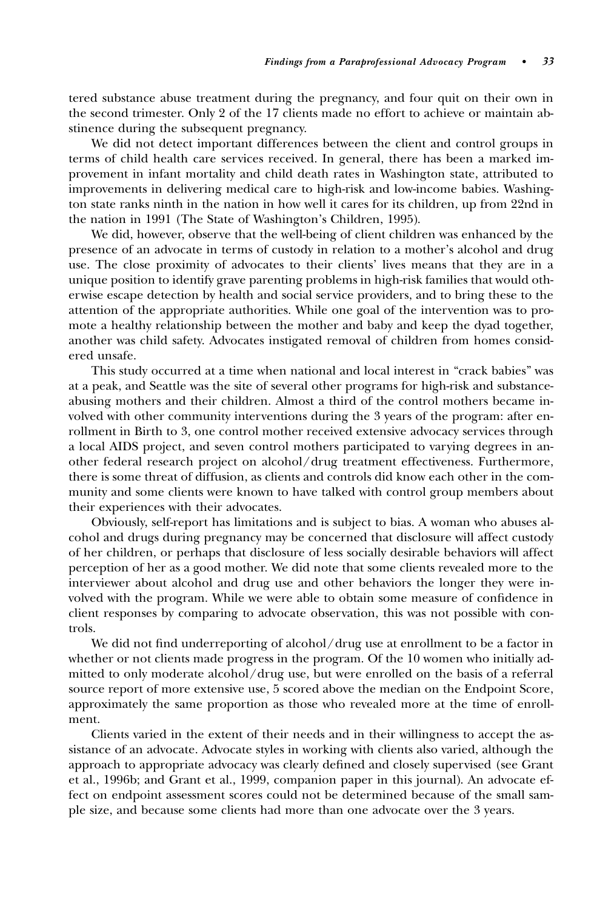tered substance abuse treatment during the pregnancy, and four quit on their own in the second trimester. Only 2 of the 17 clients made no effort to achieve or maintain abstinence during the subsequent pregnancy.

We did not detect important differences between the client and control groups in terms of child health care services received. In general, there has been a marked improvement in infant mortality and child death rates in Washington state, attributed to improvements in delivering medical care to high-risk and low-income babies. Washington state ranks ninth in the nation in how well it cares for its children, up from 22nd in the nation in 1991 (The State of Washington's Children, 1995).

We did, however, observe that the well-being of client children was enhanced by the presence of an advocate in terms of custody in relation to a mother's alcohol and drug use. The close proximity of advocates to their clients' lives means that they are in a unique position to identify grave parenting problems in high-risk families that would otherwise escape detection by health and social service providers, and to bring these to the attention of the appropriate authorities. While one goal of the intervention was to promote a healthy relationship between the mother and baby and keep the dyad together, another was child safety. Advocates instigated removal of children from homes considered unsafe.

This study occurred at a time when national and local interest in "crack babies" was at a peak, and Seattle was the site of several other programs for high-risk and substance-abusing mothers and their children. Almost a third of the control mothers became involved with other community interventions during the 3 years of the program: after enrollment in Birth to 3, one control mother received extensive advocacy services through a local AIDS project, and seven control mothers participated to varying degrees in another federal research project on alcohol/drug treatment effectiveness. Furthermore, there is some threat of diffusion, as clients and controls did know each other in the community and some clients were known to have talked with control group members about their experiences with their advocates.

Obviously, self-report has limitations and is subject to bias. A woman who abuses alcohol and drugs during pregnancy may be concerned that disclosure will affect custody of her children, or perhaps that disclosure of less socially desirable behaviors will affect perception of her as a good mother. We did note that some clients revealed more to the interviewer about alcohol and drug use and other behaviors the longer they were involved with the program. While we were able to obtain some measure of confidence in client responses by comparing to advocate observation, this was not possible with controls.

We did not find underreporting of alcohol/drug use at enrollment to be a factor in whether or not clients made progress in the program. Of the 10 women who initially admitted to only moderate alcohol/drug use, but were enrolled on the basis of a referral source report of more extensive use, 5 scored above the median on the Endpoint Score, approximately the same proportion as those who revealed more at the time of enrollment.

Clients varied in the extent of their needs and in their willingness to accept the assistance of an advocate. Advocate styles in working with clients also varied, although the approach to appropriate advocacy was clearly defined and closely supervised (see Grant et al., 1996b; and Grant et al., 1999, companion paper in this journal). An advocate effect on endpoint assessment scores could not be determined because of the small sample size, and because some clients had more than one advocate over the 3 years.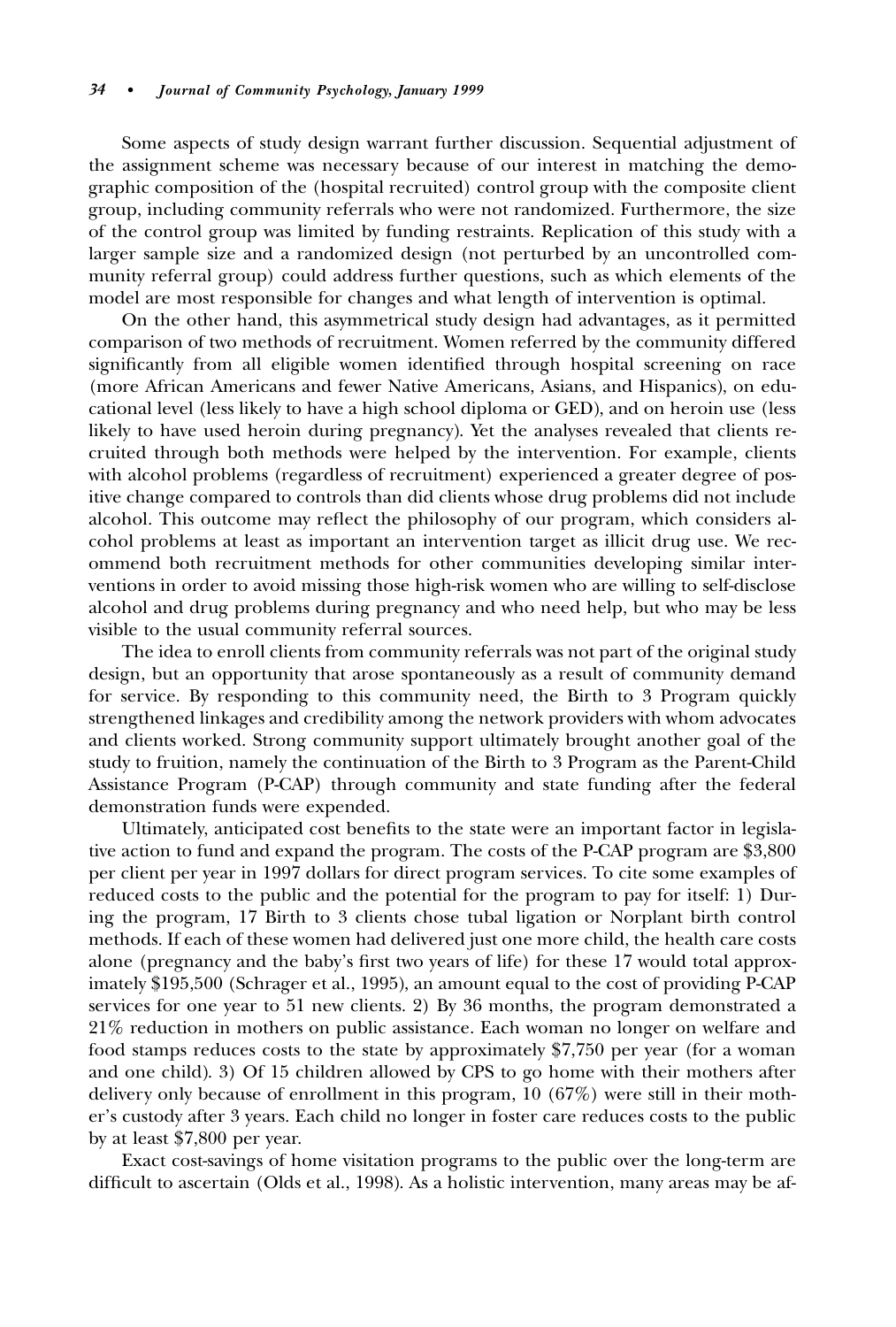Some aspects of study design warrant further discussion. Sequential adjustment of the assignment scheme was necessary because of our interest in matching the demographic composition of the (hospital recruited) control group with the composite client group, including community referrals who were not randomized. Furthermore, the size of the control group was limited by funding restraints. Replication of this study with a larger sample size and a randomized design (not perturbed by an uncontrolled community referral group) could address further questions, such as which elements of the model are most responsible for changes and what length of intervention is optimal.

On the other hand, this asymmetrical study design had advantages, as it permitted comparison of two methods of recruitment. Women referred by the community differed significantly from all eligible women identified through hospital screening on race (more African Americans and fewer Native Americans, Asians, and Hispanics), on educational level (less likely to have a high school diploma or GED), and on heroin use (less likely to have used heroin during pregnancy). Yet the analyses revealed that clients recruited through both methods were helped by the intervention. For example, clients with alcohol problems (regardless of recruitment) experienced a greater degree of positive change compared to controls than did clients whose drug problems did not include alcohol. This outcome may reflect the philosophy of our program, which considers alcohol problems at least as important an intervention target as illicit drug use. We recommend both recruitment methods for other communities developing similar interventions in order to avoid missing those high-risk women who are willing to self-disclose alcohol and drug problems during pregnancy and who need help, but who may be less visible to the usual community referral sources.

The idea to enroll clients from community referrals was not part of the original study design, but an opportunity that arose spontaneously as a result of community demand for service. By responding to this community need, the Birth to 3 Program quickly strengthened linkages and credibility among the network providers with whom advocates and clients worked. Strong community support ultimately brought another goal of the study to fruition, namely the continuation of the Birth to 3 Program as the Parent-Child Assistance Program (P-CAP) through community and state funding after the federal demonstration funds were expended.

Ultimately, anticipated cost benefits to the state were an important factor in legislative action to fund and expand the program. The costs of the P-CAP program are $3,800 per client per year in 1997 dollars for direct program services. To cite some examples of reduced costs to the public and the potential for the program to pay for itself: 1) During the program, 17 Birth to 3 clients chose tubal ligation or Norplant birth control methods. If each of these women had delivered just one more child, the health care costs alone (pregnancy and the baby's first two years of life) for these 17 would total approximately $195,500 (Schrager et al., 1995), an amount equal to the cost of providing P-CAP services for one year to 51 new clients. 2) By 36 months, the program demonstrated a 21% reduction in mothers on public assistance. Each woman no longer on welfare and food stamps reduces costs to the state by approximately $7,750 per year (for a woman and one child). 3) Of 15 children allowed by CPS to go home with their mothers after delivery only because of enrollment in this program, 10 (67%) were still in their mother's custody after 3 years. Each child no longer in foster care reduces costs to the public by at least $7,800 per year.

Exact cost-savings of home visitation programs to the public over the long-term are difficult to ascertain (Olds et al., 1998). As a holistic intervention, many areas may be af-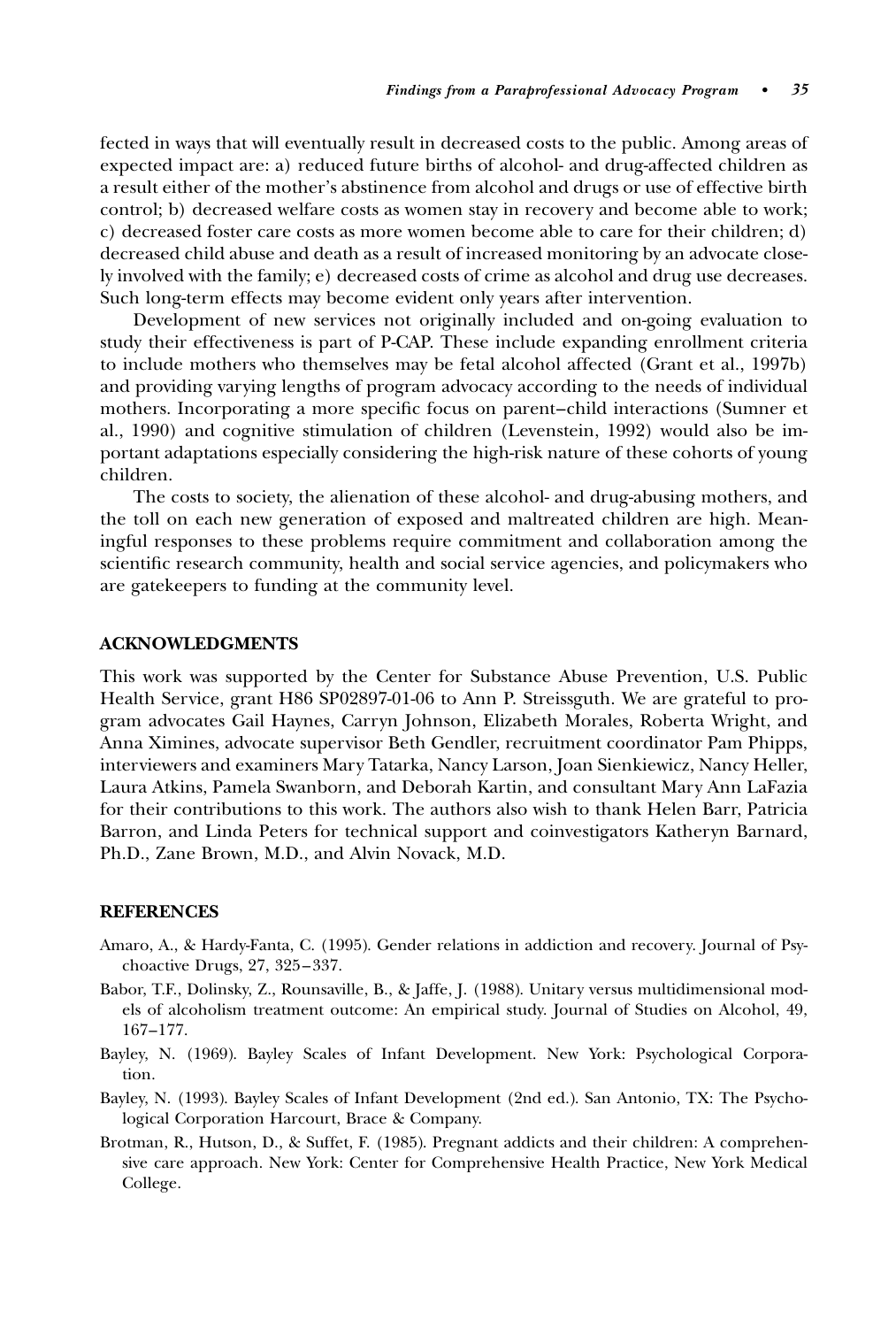fected in ways that will eventually result in decreased costs to the public. Among areas of expected impact are: a) reduced future births of alcohol- and drug-affected children as a result either of the mother's abstinence from alcohol and drugs or use of effective birth control; b) decreased welfare costs as women stay in recovery and become able to work; c) decreased foster care costs as more women become able to care for their children; d) decreased child abuse and death as a result of increased monitoring by an advocate closely involved with the family; e) decreased costs of crime as alcohol and drug use decreases. Such long-term effects may become evident only years after intervention.

Development of new services not originally included and on-going evaluation to study their effectiveness is part of P-CAP. These include expanding enrollment criteria to include mothers who themselves may be fetal alcohol affected (Grant et al., 1997b) and providing varying lengths of program advocacy according to the needs of individual mothers. Incorporating a more specific focus on parent–child interactions (Sumner et al., 1990) and cognitive stimulation of children (Levenstein, 1992) would also be important adaptations especially considering the high-risk nature of these cohorts of young children.

The costs to society, the alienation of these alcohol- and drug-abusing mothers, and the toll on each new generation of exposed and maltreated children are high. Meaningful responses to these problems require commitment and collaboration among the scientific research community, health and social service agencies, and policymakers who are gatekeepers to funding at the community level.

## ACKNOWLEDGMENTS

This work was supported by the Center for Substance Abuse Prevention, U.S. Public Health Service, grant H86 SP02897-01-06 to Ann P. Streissguth. We are grateful to program advocates Gail Haynes, Carryn Johnson, Elizabeth Morales, Roberta Wright, and Anna Ximines, advocate supervisor Beth Gendler, recruitment coordinator Pam Phipps, interviewers and examiners Mary Tatarka, Nancy Larson, Joan Sienkiewicz, Nancy Heller, Laura Atkins, Pamela Swanborn, and Deborah Kartin, and consultant Mary Ann LaFazia for their contributions to this work. The authors also wish to thank Helen Barr, Patricia Barron, and Linda Peters for technical support and coinvestigators Katheryn Barnard, Ph.D., Zane Brown, M.D., and Alvin Novack, M.D.

## REFERENCES

Amaro, A., & Hardy-Fanta, C. (1995). Gender relations in addiction and recovery. Journal of Psychoactive Drugs, 27, 325–337.

Babor, T.F., Dolinsky, Z., Rounsaville, B., & Jaffe, J. (1988). Unitary versus multidimensional models of alcoholism treatment outcome: An empirical study. Journal of Studies on Alcohol, 49, 167–177.

Bayley, N. (1969). Bayley Scales of Infant Development. New York: Psychological Corporation.

Bayley, N. (1993). Bayley Scales of Infant Development (2nd ed.). San Antonio, TX: The Psychological Corporation Harcourt, Brace & Company.

Brotman, R., Hutson, D., & Suffet, F. (1985). Pregnant addicts and their children: A comprehensive care approach. New York: Center for Comprehensive Health Practice, New York Medical College.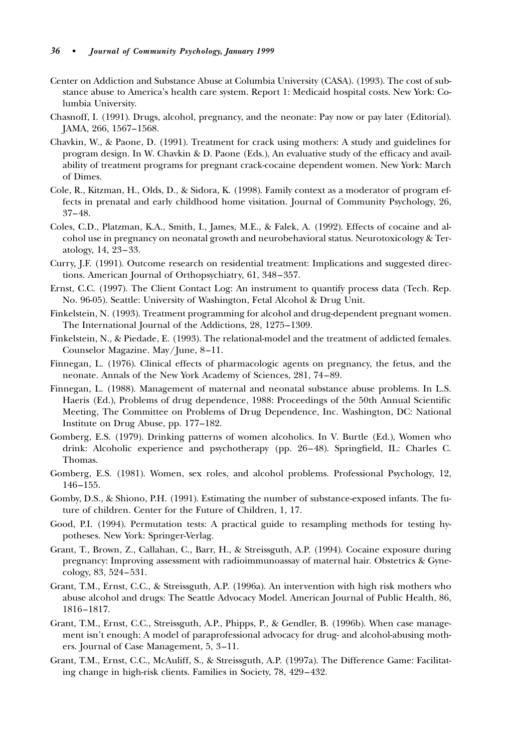Center on Addiction and Substance Abuse at Columbia University (CASA). (1993). The cost of substance abuse to America's health care system. Report 1: Medicaid hospital costs. New York: Columbia University.

Chasnoff, I. (1991). Drugs, alcohol, pregnancy, and the neonate: Pay now or pay later (Editorial). JAMA, 266, 1567–1568.

Chavkin, W., & Paone, D. (1991). Treatment for crack using mothers: A study and guidelines for program design. In W. Chavkin & D. Paone (Eds.), An evaluative study of the efficacy and availability of treatment programs for pregnant crack-cocaine dependent women. New York: March of Dimes.

Cole, R., Kitzman, H., Olds, D., & Sidora, K. (1998). Family context as a moderator of program effects in prenatal and early childhood home visitation. Journal of Community Psychology, 26, 37–48.

Coles, C.D., Platzman, K.A., Smith, I., James, M.E., & Falek, A. (1992). Effects of cocaine and alcohol use in pregnancy on neonatal growth and neurobehavioral status. Neurotoxicology & Teratology, 14, 23–33.

Curry, J.F. (1991). Outcome research on residential treatment: Implications and suggested directions. American Journal of Orthopsychiatry, 61, 348–357.

Ernst, C.C. (1997). The Client Contact Log: An instrument to quantify process data (Tech. Rep. No. 96-05). Seattle: University of Washington, Fetal Alcohol & Drug Unit.

Finkelstein, N. (1993). Treatment programming for alcohol and drug-dependent pregnant women. The International Journal of the Addictions, 28, 1275–1309.

Finkelstein, N., & Piedade, E. (1993). The relational-model and the treatment of addicted females. Counselor Magazine. May/June, 8–11.

Finnegan, L. (1976). Clinical effects of pharmacologic agents on pregnancy, the fetus, and the neonate. Annals of the New York Academy of Sciences, 281, 74–89.

Finnegan, L. (1988). Management of maternal and neonatal substance abuse problems. In L.S. Haeris (Ed.), Problems of drug dependence, 1988: Proceedings of the 50th Annual Scientific Meeting, The Committee on Problems of Drug Dependence, Inc. Washington, DC: National Institute on Drug Abuse, pp. 177–182.

Gomberg, E.S. (1979). Drinking patterns of women alcoholics. In V. Burtle (Ed.), Women who drink: Alcoholic experience and psychotherapy (pp. 26–48). Springfield, IL: Charles C. Thomas.

Gomberg, E.S. (1981). Women, sex roles, and alcohol problems. Professional Psychology, 12, 146–155.

Gomby, D.S., & Shiono, P.H. (1991). Estimating the number of substance-exposed infants. The future of children. Center for the Future of Children, 1, 17.

Good, P.I. (1994). Permutation tests: A practical guide to resampling methods for testing hypotheses. New York: Springer-Verlag.

Grant, T., Brown, Z., Callahan, C., Barr, H., & Streissguth, A.P. (1994). Cocaine exposure during pregnancy: Improving assessment with radioimmunoassay of maternal hair. Obstetrics & Gynecology, 83, 524–531.

Grant, T.M., Ernst, C.C., & Streissguth, A.P. (1996a). An intervention with high risk mothers who abuse alcohol and drugs: The Seattle Advocacy Model. American Journal of Public Health, 86, 1816–1817.

Grant, T.M., Ernst, C.C., Streissguth, A.P., Phipps, P., & Gendler, B. (1996b). When case management isn't enough: A model of paraprofessional advocacy for drug- and alcohol-abusing mothers. Journal of Case Management, 5, 3–11.

Grant, T.M., Ernst, C.C., McAuliff, S., & Streissguth, A.P. (1997a). The Difference Game: Facilitating change in high-risk clients. Families in Society, 78, 429–432.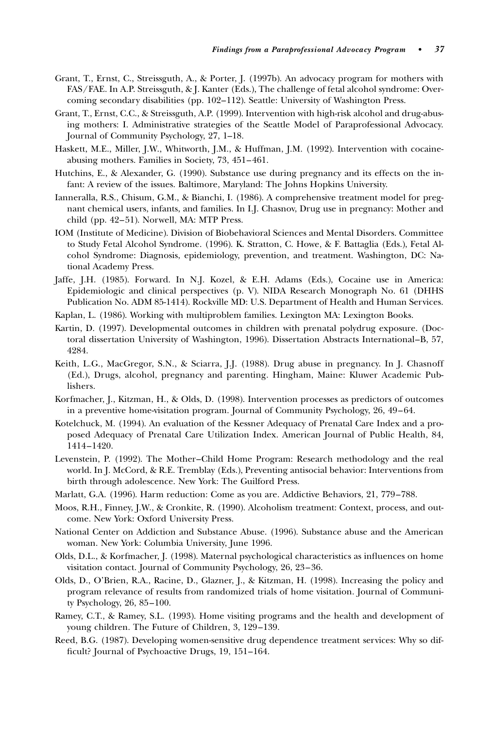Grant, T., Ernst, C., Streissguth, A., & Porter, J. (1997b). An advocacy program for mothers with FAS/FAE. In A.P. Streissguth, & J. Kanter (Eds.), The challenge of fetal alcohol syndrome: Overcoming secondary disabilities (pp. 102–112). Seattle: University of Washington Press.

Grant, T., Ernst, C.C., & Streissguth, A.P. (1999). Intervention with high-risk alcohol and drug-abusing mothers: I. Administrative strategies of the Seattle Model of Paraprofessional Advocacy. Journal of Community Psychology, 27, 1–18.

Haskett, M.E., Miller, J.W., Whitworth, J.M., & Huffman, J.M. (1992). Intervention with cocaine-abusing mothers. Families in Society, 73, 451–461.

Hutchins, E., & Alexander, G. (1990). Substance use during pregnancy and its effects on the infant: A review of the issues. Baltimore, Maryland: The Johns Hopkins University.

Iannerallla, R.S., Chisum, G.M., & Bianchi, I. (1986). A comprehensive treatment model for pregnant chemical users, infants, and families. In I.J. Chasnov, Drug use in pregnancy: Mother and child (pp. 42–51). Norwell, MA: MTP Press.

IOM (Institute of Medicine). Division of Biobehavioral Sciences and Mental Disorders. Committee to Study Fetal Alcohol Syndrome. (1996). K. Stratton, C. Howe, & F. Battaglia (Eds.), Fetal Alcohol Syndrome: Diagnosis, epidemiology, prevention, and treatment. Washington, DC: National Academy Press.

Jaffe, J.H. (1985). Forward. In N.J. Kozel, & E.H. Adams (Eds.), Cocaine use in America: Epidemiologic and clinical perspectives (p. V). NIDA Research Monograph No. 61 (DHHS Publication No. ADM 85-1414). Rockville MD: U.S. Department of Health and Human Services.

Kaplan, L. (1986). Working with multiproblem families. Lexington MA: Lexington Books.

Kartin, D. (1997). Developmental outcomes in children with prenatal polydrug exposure. (Doctoral dissertation University of Washington, 1996). Dissertation Abstracts International–B, 57, 4284.

Keith, L.G., MacGregor, S.N., & Sciarra, J.J. (1988). Drug abuse in pregnancy. In J. Chasnoff (Ed.), Drugs, alcohol, pregnancy and parenting. Hingham, Maine: Kluwer Academic Publishers.

Korfmacher, J., Kitzman, H., & Olds, D. (1998). Intervention processes as predictors of outcomes in a preventive home-visitation program. Journal of Community Psychology, 26, 49–64.

Kotelchuck, M. (1994). An evaluation of the Kessner Adequacy of Prenatal Care Index and a proposed Adequacy of Prenatal Care Utilization Index. American Journal of Public Health, 84, 1414–1420.

Levenstein, P. (1992). The Mother–Child Home Program: Research methodology and the real world. In J. McCord, & R.E. Tremblay (Eds.), Preventing antisocial behavior: Interventions from birth through adolescence. New York: The Guilford Press.

Marlatt, G.A. (1996). Harm reduction: Come as you are. Addictive Behaviors, 21, 779–788.

Moos, R.H., Finney, J.W., & Cronkite, R. (1990). Alcoholism treatment: Context, process, and outcome. New York: Oxford University Press.

National Center on Addiction and Substance Abuse. (1996). Substance abuse and the American woman. New York: Columbia University, June 1996.

Olds, D.L., & Korfmacher, J. (1998). Maternal psychological characteristics as influences on home visitation contact. Journal of Community Psychology, 26, 23–36.

Olds, D., O'Brien, R.A., Racine, D., Glazner, J., & Kitzman, H. (1998). Increasing the policy and program relevance of results from randomized trials of home visitation. Journal of Community Psychology, 26, 85–100.

Ramey, C.T., & Ramey, S.L. (1993). Home visiting programs and the health and development of young children. The Future of Children, 3, 129–139.

Reed, B.G. (1987). Developing women-sensitive drug dependence treatment services: Why so difficult? Journal of Psychoactive Drugs, 19, 151–164.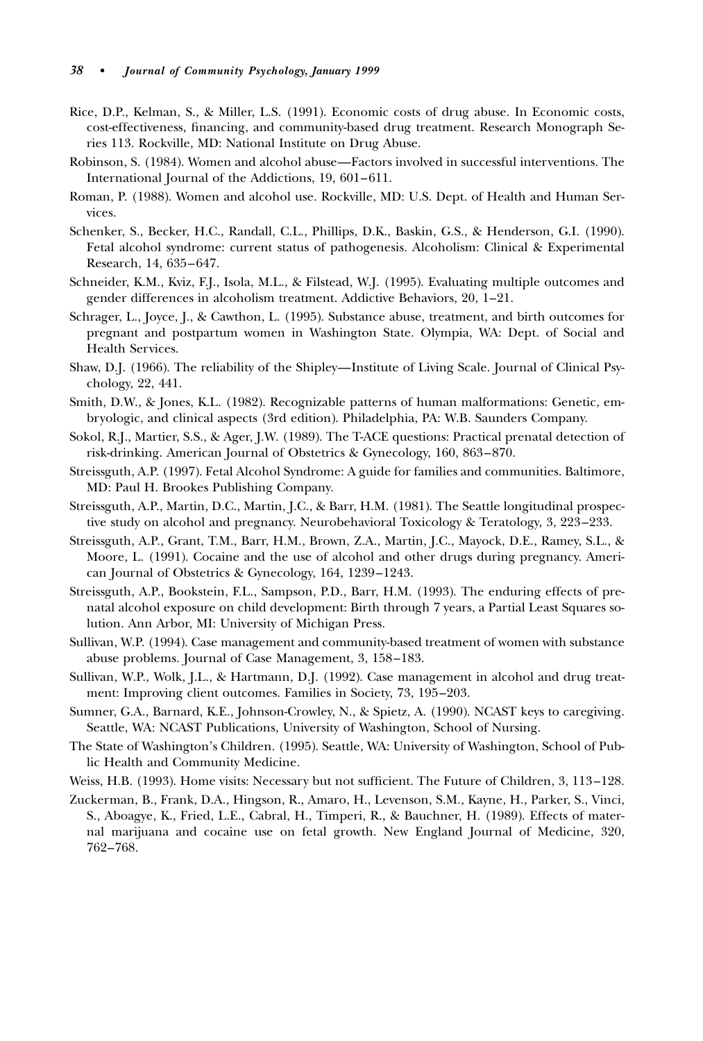Rice, D.P., Kelman, S., & Miller, L.S. (1991). Economic costs of drug abuse. In Economic costs, cost-effectiveness, financing, and community-based drug treatment. Research Monograph Series 113. Rockville, MD: National Institute on Drug Abuse.

Robinson, S. (1984). Women and alcohol abuse—Factors involved in successful interventions. The International Journal of the Addictions, 19, 601–611.

Roman, P. (1988). Women and alcohol use. Rockville, MD: U.S. Dept. of Health and Human Services.

Schenker, S., Becker, H.C., Randall, C.L., Phillips, D.K., Baskin, G.S., & Henderson, G.I. (1990). Fetal alcohol syndrome: current status of pathogenesis. Alcoholism: Clinical & Experimental Research, 14, 635–647.

Schneider, K.M., Kviz, F.J., Isola, M.L., & Filstead, W.J. (1995). Evaluating multiple outcomes and gender differences in alcoholism treatment. Addictive Behaviors, 20, 1–21.

Schrager, L., Joyce, J., & Cawthon, L. (1995). Substance abuse, treatment, and birth outcomes for pregnant and postpartum women in Washington State. Olympia, WA: Dept. of Social and Health Services.

Shaw, D.J. (1966). The reliability of the Shipley—Institute of Living Scale. Journal of Clinical Psychology, 22, 441.

Smith, D.W., & Jones, K.L. (1982). Recognizable patterns of human malformations: Genetic, embryologic, and clinical aspects (3rd edition). Philadelphia, PA: W.B. Saunders Company.

Sokol, R.J., Martier, S.S., & Ager, J.W. (1989). The T-ACE questions: Practical prenatal detection of risk-drinking. American Journal of Obstetrics & Gynecology, 160, 863–870.

Streissguth, A.P. (1997). Fetal Alcohol Syndrome: A guide for families and communities. Baltimore, MD: Paul H. Brookes Publishing Company.

Streissguth, A.P., Martin, D.C., Martin, J.C., & Barr, H.M. (1981). The Seattle longitudinal prospective study on alcohol and pregnancy. Neurobehavioral Toxicology & Teratology, 3, 223–233.

Streissguth, A.P., Grant, T.M., Barr, H.M., Brown, Z.A., Martin, J.C., Mayock, D.E., Ramey, S.L., & Moore, L. (1991). Cocaine and the use of alcohol and other drugs during pregnancy. American Journal of Obstetrics & Gynecology, 164, 1239–1243.

Streissguth, A.P., Bookstein, F.L., Sampson, P.D., Barr, H.M. (1993). The enduring effects of prenatal alcohol exposure on child development: Birth through 7 years, a Partial Least Squares solution. Ann Arbor, MI: University of Michigan Press.

Sullivan, W.P. (1994). Case management and community-based treatment of women with substance abuse problems. Journal of Case Management, 3, 158–183.

Sullivan, W.P., Wolk, J.L., & Hartmann, D.J. (1992). Case management in alcohol and drug treatment: Improving client outcomes. Families in Society, 73, 195–203.

Sumner, G.A., Barnard, K.E., Johnson-Crowley, N., & Spietz, A. (1990). NCAST keys to caregiving. Seattle, WA: NCAST Publications, University of Washington, School of Nursing.

The State of Washington's Children. (1995). Seattle, WA: University of Washington, School of Public Health and Community Medicine.

Weiss, H.B. (1993). Home visits: Necessary but not sufficient. The Future of Children, 3, 113–128.

Zuckerman, B., Frank, D.A., Hingson, R., Amaro, H., Levenson, S.M., Kayne, H., Parker, S., Vinci, S., Aboagye, K., Fried, L.E., Cabral, H., Timperi, R., & Bauchner, H. (1989). Effects of maternal marijuana and cocaine use on fetal growth. New England Journal of Medicine, 320, 762–768.